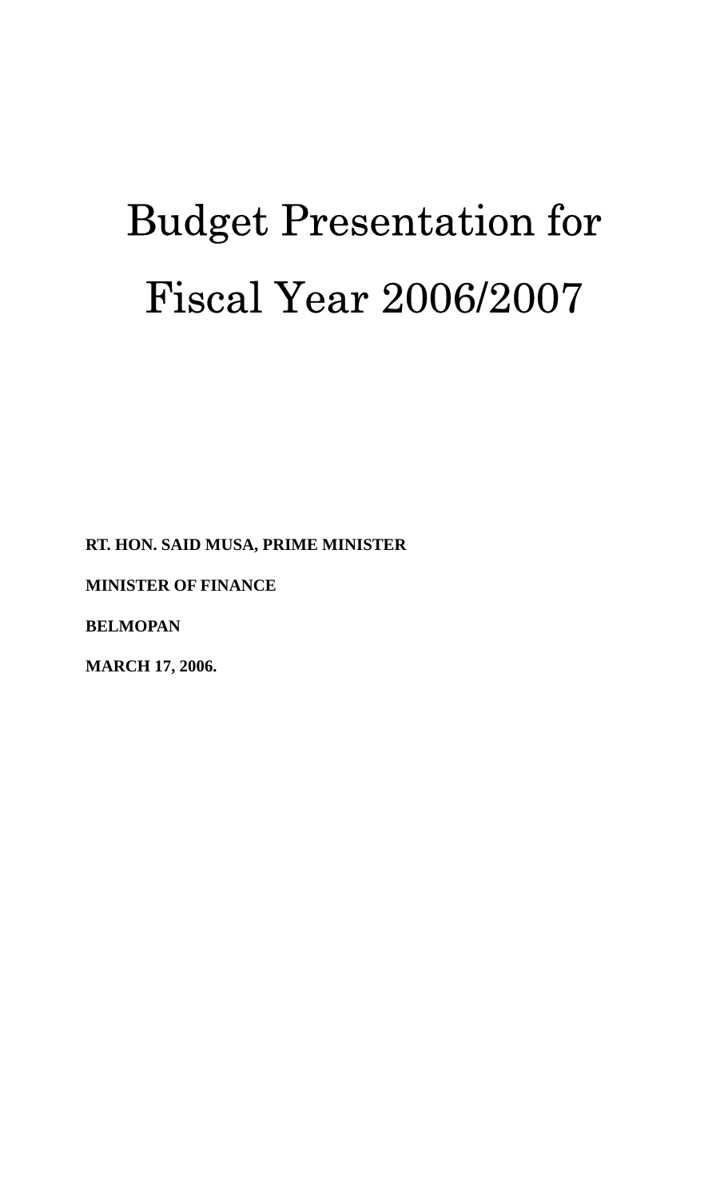# Budget Presentation for Fiscal Year 2006/2007

**RT. HON. SAID MUSA, PRIME MINISTER**

**MINISTER OF FINANCE**

**BELMOPAN**

**MARCH 17, 2006.**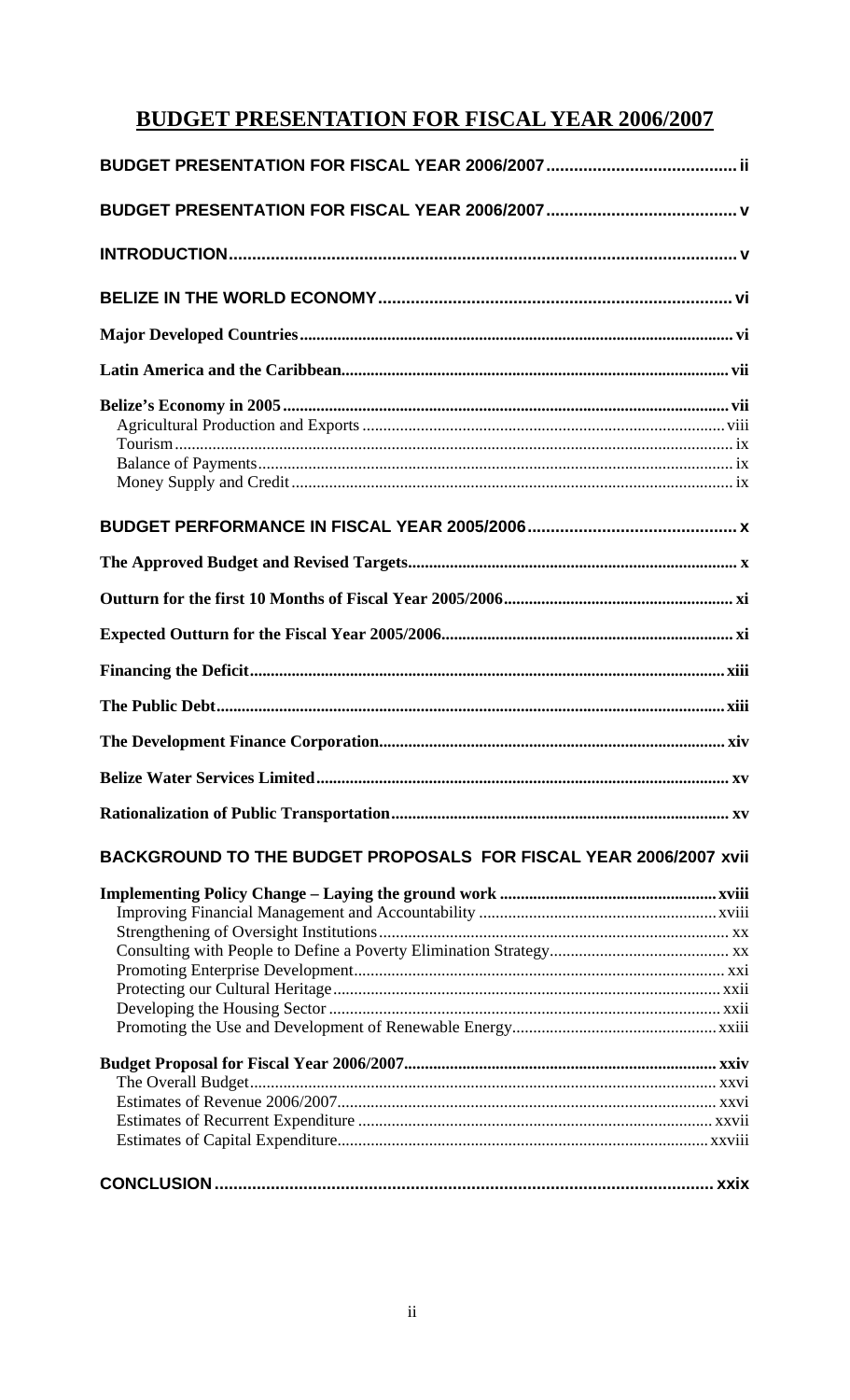# BUDGET PRESENTATION FOR FISCAL YEAR 2006/2007

**BUDGET PRESENTATION FOR FISCAL YEAR 2006/2007** ........................................ ii

**BUDGET PRESENTATION FOR FISCAL YEAR 2006/2007** ........................................ v

**INTRODUCTION** ........................................ v

**BELIZE IN THE WORLD ECONOMY** ........................................ vi

**Major Developed Countries** ........................................ vi

**Latin America and the Caribbean** ........................................ vii

**Belize's Economy in 2005** ........................................ vii
- Agricultural Production and Exports ........................................ viii
- Tourism ........................................ ix
- Balance of Payments ........................................ ix
- Money Supply and Credit ........................................ ix

**BUDGET PERFORMANCE IN FISCAL YEAR 2005/2006** ........................................ x

**The Approved Budget and Revised Targets** ........................................ x

**Outturn for the first 10 Months of Fiscal Year 2005/2006** ........................................ xi

**Expected Outturn for the Fiscal Year 2005/2006** ........................................ xi

**Financing the Deficit** ........................................ xiii

**The Public Debt** ........................................ xiii

**The Development Finance Corporation** ........................................ xiv

**Belize Water Services Limited** ........................................ xv

**Rationalization of Public Transportation** ........................................ xv

**BACKGROUND TO THE BUDGET PROPOSALS FOR FISCAL YEAR 2006/2007** xvii

**Implementing Policy Change – Laying the ground work** ........................................ xviii
- Improving Financial Management and Accountability ........................................ xviii
- Strengthening of Oversight Institutions ........................................ xx
- Consulting with People to Define a Poverty Elimination Strategy ........................................ xx
- Promoting Enterprise Development ........................................ xxi
- Protecting our Cultural Heritage ........................................ xxii
- Developing the Housing Sector ........................................ xxii
- Promoting the Use and Development of Renewable Energy ........................................ xxiii

**Budget Proposal for Fiscal Year 2006/2007** ........................................ xxiv
- The Overall Budget ........................................ xxvi
- Estimates of Revenue 2006/2007 ........................................ xxvi
- Estimates of Recurrent Expenditure ........................................ xxvii
- Estimates of Capital Expenditure ........................................ xxviii

**CONCLUSION** ........................................ xxix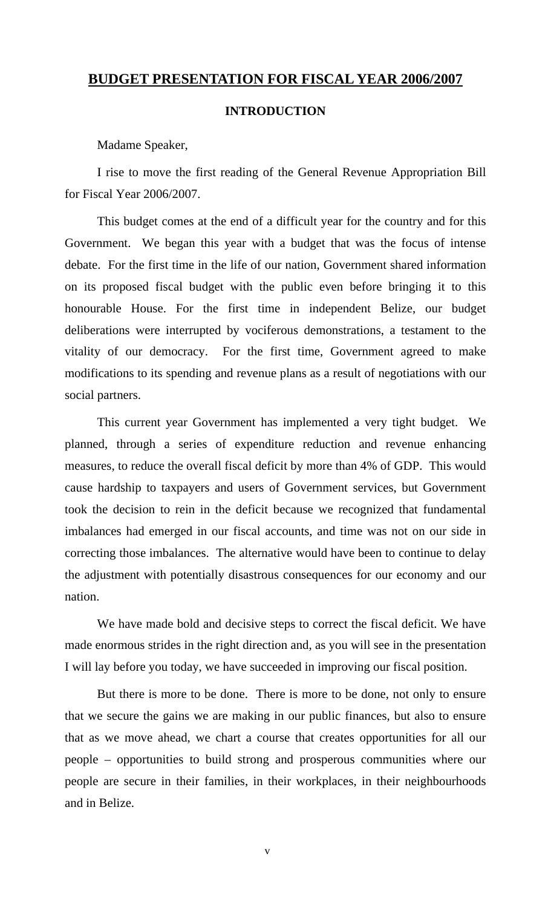# BUDGET PRESENTATION FOR FISCAL YEAR 2006/2007

## INTRODUCTION

Madame Speaker,

I rise to move the first reading of the General Revenue Appropriation Bill for Fiscal Year 2006/2007.

This budget comes at the end of a difficult year for the country and for this Government. We began this year with a budget that was the focus of intense debate. For the first time in the life of our nation, Government shared information on its proposed fiscal budget with the public even before bringing it to this honourable House. For the first time in independent Belize, our budget deliberations were interrupted by vociferous demonstrations, a testament to the vitality of our democracy. For the first time, Government agreed to make modifications to its spending and revenue plans as a result of negotiations with our social partners.

This current year Government has implemented a very tight budget. We planned, through a series of expenditure reduction and revenue enhancing measures, to reduce the overall fiscal deficit by more than 4% of GDP. This would cause hardship to taxpayers and users of Government services, but Government took the decision to rein in the deficit because we recognized that fundamental imbalances had emerged in our fiscal accounts, and time was not on our side in correcting those imbalances. The alternative would have been to continue to delay the adjustment with potentially disastrous consequences for our economy and our nation.

We have made bold and decisive steps to correct the fiscal deficit. We have made enormous strides in the right direction and, as you will see in the presentation I will lay before you today, we have succeeded in improving our fiscal position.

But there is more to be done. There is more to be done, not only to ensure that we secure the gains we are making in our public finances, but also to ensure that as we move ahead, we chart a course that creates opportunities for all our people – opportunities to build strong and prosperous communities where our people are secure in their families, in their workplaces, in their neighbourhoods and in Belize.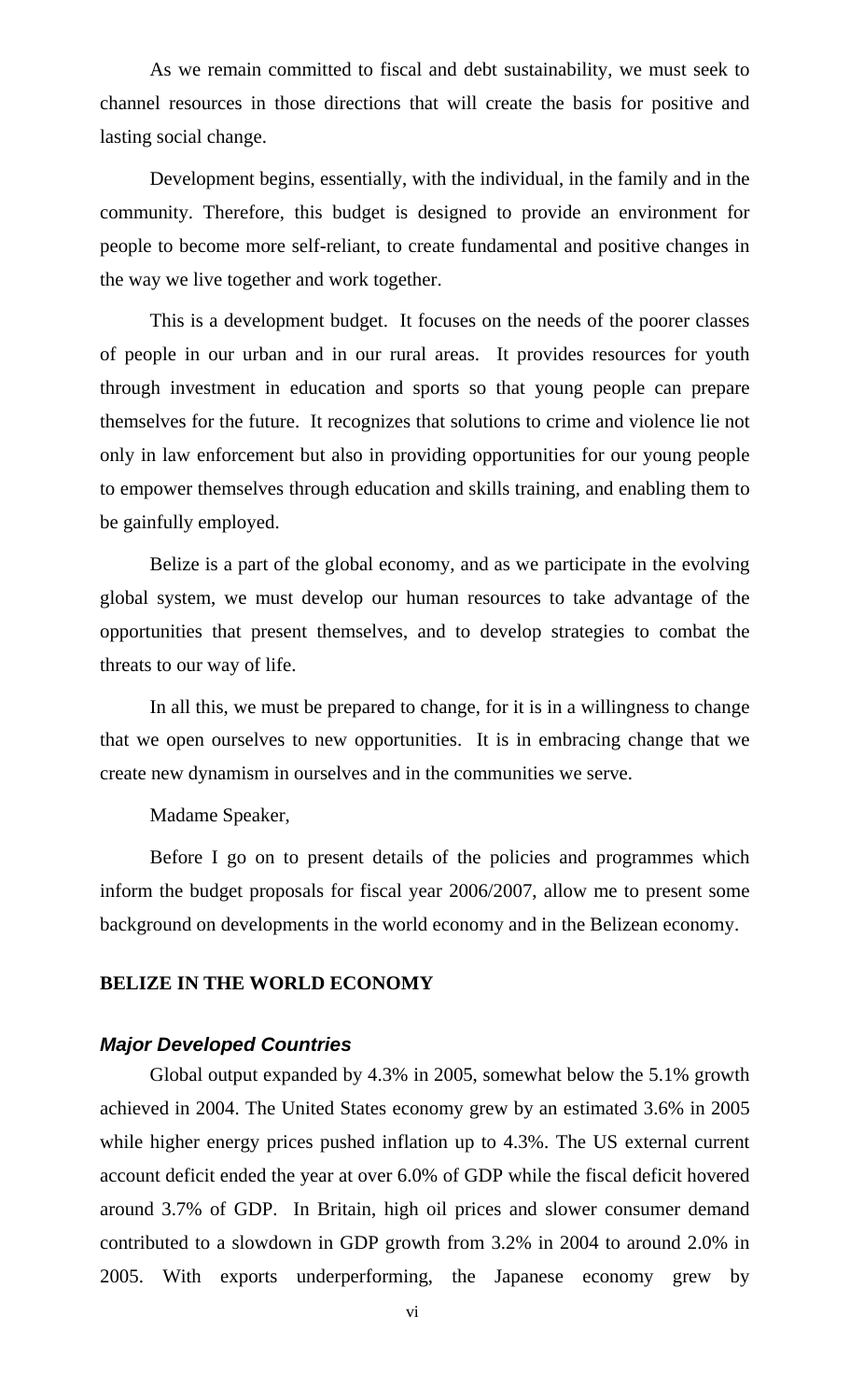As we remain committed to fiscal and debt sustainability, we must seek to channel resources in those directions that will create the basis for positive and lasting social change.

Development begins, essentially, with the individual, in the family and in the community. Therefore, this budget is designed to provide an environment for people to become more self-reliant, to create fundamental and positive changes in the way we live together and work together.

This is a development budget. It focuses on the needs of the poorer classes of people in our urban and in our rural areas. It provides resources for youth through investment in education and sports so that young people can prepare themselves for the future. It recognizes that solutions to crime and violence lie not only in law enforcement but also in providing opportunities for our young people to empower themselves through education and skills training, and enabling them to be gainfully employed.

Belize is a part of the global economy, and as we participate in the evolving global system, we must develop our human resources to take advantage of the opportunities that present themselves, and to develop strategies to combat the threats to our way of life.

In all this, we must be prepared to change, for it is in a willingness to change that we open ourselves to new opportunities. It is in embracing change that we create new dynamism in ourselves and in the communities we serve.

Madame Speaker,

Before I go on to present details of the policies and programmes which inform the budget proposals for fiscal year 2006/2007, allow me to present some background on developments in the world economy and in the Belizean economy.

## BELIZE IN THE WORLD ECONOMY

### *Major Developed Countries*

Global output expanded by 4.3% in 2005, somewhat below the 5.1% growth achieved in 2004. The United States economy grew by an estimated 3.6% in 2005 while higher energy prices pushed inflation up to 4.3%. The US external current account deficit ended the year at over 6.0% of GDP while the fiscal deficit hovered around 3.7% of GDP. In Britain, high oil prices and slower consumer demand contributed to a slowdown in GDP growth from 3.2% in 2004 to around 2.0% in 2005. With exports underperforming, the Japanese economy grew by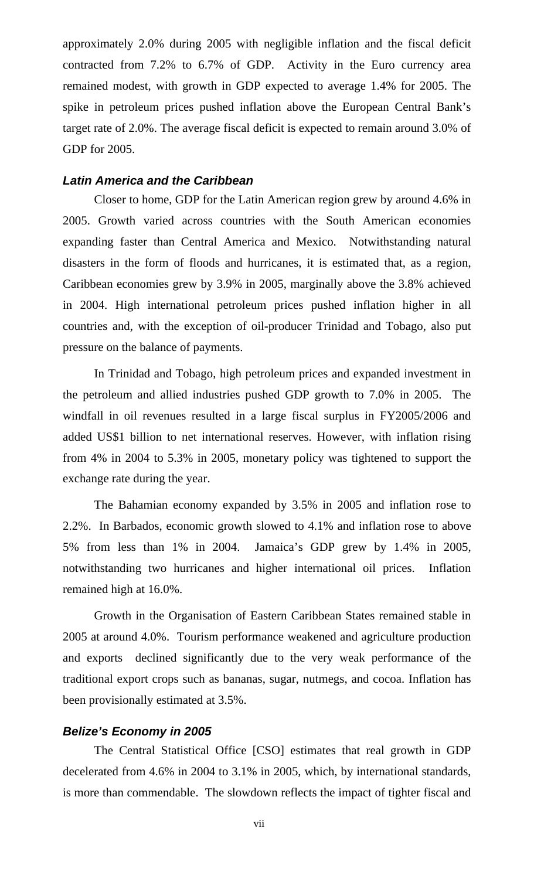approximately 2.0% during 2005 with negligible inflation and the fiscal deficit contracted from 7.2% to 6.7% of GDP. Activity in the Euro currency area remained modest, with growth in GDP expected to average 1.4% for 2005. The spike in petroleum prices pushed inflation above the European Central Bank's target rate of 2.0%. The average fiscal deficit is expected to remain around 3.0% of GDP for 2005.

### *Latin America and the Caribbean*

Closer to home, GDP for the Latin American region grew by around 4.6% in 2005. Growth varied across countries with the South American economies expanding faster than Central America and Mexico. Notwithstanding natural disasters in the form of floods and hurricanes, it is estimated that, as a region, Caribbean economies grew by 3.9% in 2005, marginally above the 3.8% achieved in 2004. High international petroleum prices pushed inflation higher in all countries and, with the exception of oil-producer Trinidad and Tobago, also put pressure on the balance of payments.

In Trinidad and Tobago, high petroleum prices and expanded investment in the petroleum and allied industries pushed GDP growth to 7.0% in 2005. The windfall in oil revenues resulted in a large fiscal surplus in FY2005/2006 and added US$1 billion to net international reserves. However, with inflation rising from 4% in 2004 to 5.3% in 2005, monetary policy was tightened to support the exchange rate during the year.

The Bahamian economy expanded by 3.5% in 2005 and inflation rose to 2.2%. In Barbados, economic growth slowed to 4.1% and inflation rose to above 5% from less than 1% in 2004. Jamaica's GDP grew by 1.4% in 2005, notwithstanding two hurricanes and higher international oil prices. Inflation remained high at 16.0%.

Growth in the Organisation of Eastern Caribbean States remained stable in 2005 at around 4.0%. Tourism performance weakened and agriculture production and exports declined significantly due to the very weak performance of the traditional export crops such as bananas, sugar, nutmegs, and cocoa. Inflation has been provisionally estimated at 3.5%.

### *Belize's Economy in 2005*

The Central Statistical Office [CSO] estimates that real growth in GDP decelerated from 4.6% in 2004 to 3.1% in 2005, which, by international standards, is more than commendable. The slowdown reflects the impact of tighter fiscal and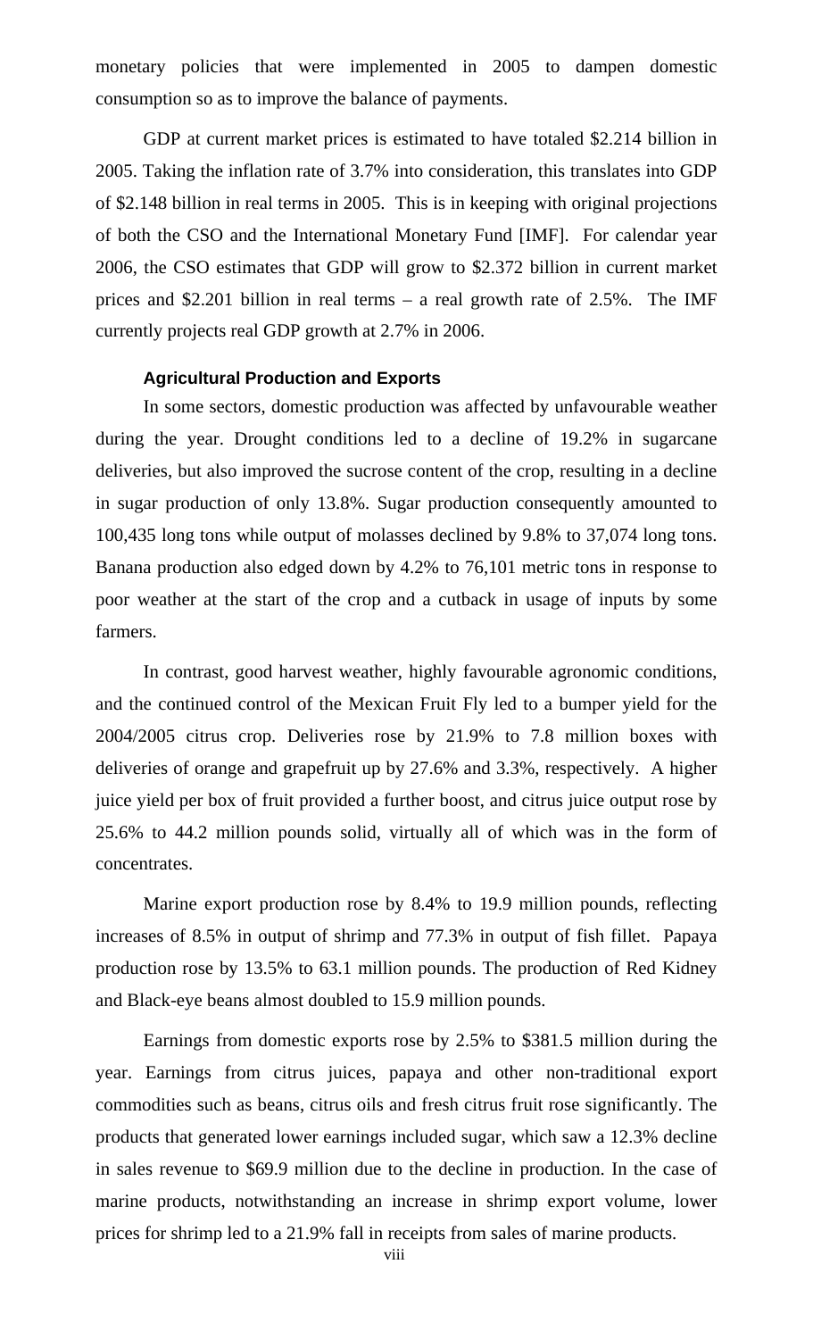monetary policies that were implemented in 2005 to dampen domestic consumption so as to improve the balance of payments.

GDP at current market prices is estimated to have totaled $2.214 billion in 2005. Taking the inflation rate of 3.7% into consideration, this translates into GDP of $2.148 billion in real terms in 2005. This is in keeping with original projections of both the CSO and the International Monetary Fund [IMF]. For calendar year 2006, the CSO estimates that GDP will grow to $2.372 billion in current market prices and $2.201 billion in real terms – a real growth rate of 2.5%. The IMF currently projects real GDP growth at 2.7% in 2006.

### Agricultural Production and Exports

In some sectors, domestic production was affected by unfavourable weather during the year. Drought conditions led to a decline of 19.2% in sugarcane deliveries, but also improved the sucrose content of the crop, resulting in a decline in sugar production of only 13.8%. Sugar production consequently amounted to 100,435 long tons while output of molasses declined by 9.8% to 37,074 long tons. Banana production also edged down by 4.2% to 76,101 metric tons in response to poor weather at the start of the crop and a cutback in usage of inputs by some farmers.

In contrast, good harvest weather, highly favourable agronomic conditions, and the continued control of the Mexican Fruit Fly led to a bumper yield for the 2004/2005 citrus crop. Deliveries rose by 21.9% to 7.8 million boxes with deliveries of orange and grapefruit up by 27.6% and 3.3%, respectively. A higher juice yield per box of fruit provided a further boost, and citrus juice output rose by 25.6% to 44.2 million pounds solid, virtually all of which was in the form of concentrates.

Marine export production rose by 8.4% to 19.9 million pounds, reflecting increases of 8.5% in output of shrimp and 77.3% in output of fish fillet. Papaya production rose by 13.5% to 63.1 million pounds. The production of Red Kidney and Black-eye beans almost doubled to 15.9 million pounds.

Earnings from domestic exports rose by 2.5% to $381.5 million during the year. Earnings from citrus juices, papaya and other non-traditional export commodities such as beans, citrus oils and fresh citrus fruit rose significantly. The products that generated lower earnings included sugar, which saw a 12.3% decline in sales revenue to $69.9 million due to the decline in production. In the case of marine products, notwithstanding an increase in shrimp export volume, lower prices for shrimp led to a 21.9% fall in receipts from sales of marine products.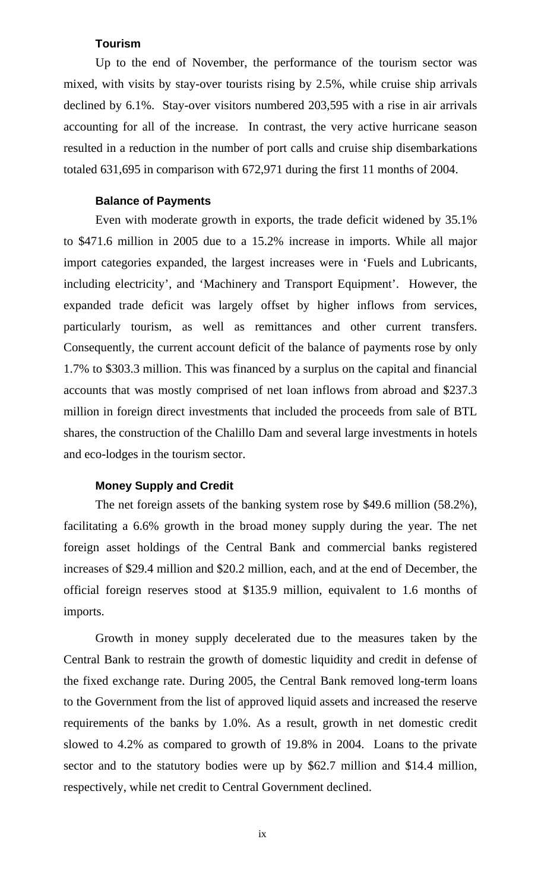### Tourism

Up to the end of November, the performance of the tourism sector was mixed, with visits by stay-over tourists rising by 2.5%, while cruise ship arrivals declined by 6.1%. Stay-over visitors numbered 203,595 with a rise in air arrivals accounting for all of the increase. In contrast, the very active hurricane season resulted in a reduction in the number of port calls and cruise ship disembarkations totaled 631,695 in comparison with 672,971 during the first 11 months of 2004.

### Balance of Payments

Even with moderate growth in exports, the trade deficit widened by 35.1% to $471.6 million in 2005 due to a 15.2% increase in imports. While all major import categories expanded, the largest increases were in 'Fuels and Lubricants, including electricity', and 'Machinery and Transport Equipment'. However, the expanded trade deficit was largely offset by higher inflows from services, particularly tourism, as well as remittances and other current transfers. Consequently, the current account deficit of the balance of payments rose by only 1.7% to $303.3 million. This was financed by a surplus on the capital and financial accounts that was mostly comprised of net loan inflows from abroad and $237.3 million in foreign direct investments that included the proceeds from sale of BTL shares, the construction of the Chalillo Dam and several large investments in hotels and eco-lodges in the tourism sector.

### Money Supply and Credit

The net foreign assets of the banking system rose by $49.6 million (58.2%), facilitating a 6.6% growth in the broad money supply during the year. The net foreign asset holdings of the Central Bank and commercial banks registered increases of $29.4 million and $20.2 million, each, and at the end of December, the official foreign reserves stood at $135.9 million, equivalent to 1.6 months of imports.

Growth in money supply decelerated due to the measures taken by the Central Bank to restrain the growth of domestic liquidity and credit in defense of the fixed exchange rate. During 2005, the Central Bank removed long-term loans to the Government from the list of approved liquid assets and increased the reserve requirements of the banks by 1.0%. As a result, growth in net domestic credit slowed to 4.2% as compared to growth of 19.8% in 2004. Loans to the private sector and to the statutory bodies were up by $62.7 million and $14.4 million, respectively, while net credit to Central Government declined.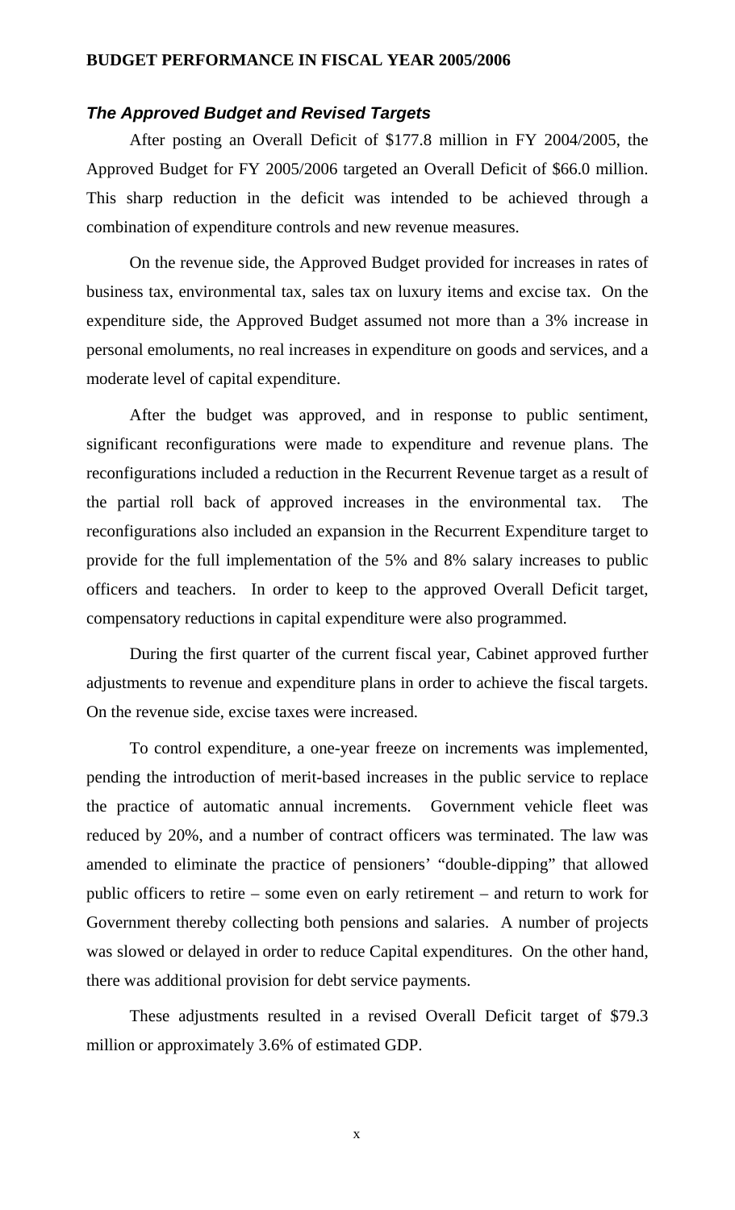## BUDGET PERFORMANCE IN FISCAL YEAR 2005/2006

### *The Approved Budget and Revised Targets*

After posting an Overall Deficit of $177.8 million in FY 2004/2005, the Approved Budget for FY 2005/2006 targeted an Overall Deficit of $66.0 million. This sharp reduction in the deficit was intended to be achieved through a combination of expenditure controls and new revenue measures.

On the revenue side, the Approved Budget provided for increases in rates of business tax, environmental tax, sales tax on luxury items and excise tax. On the expenditure side, the Approved Budget assumed not more than a 3% increase in personal emoluments, no real increases in expenditure on goods and services, and a moderate level of capital expenditure.

After the budget was approved, and in response to public sentiment, significant reconfigurations were made to expenditure and revenue plans. The reconfigurations included a reduction in the Recurrent Revenue target as a result of the partial roll back of approved increases in the environmental tax. The reconfigurations also included an expansion in the Recurrent Expenditure target to provide for the full implementation of the 5% and 8% salary increases to public officers and teachers. In order to keep to the approved Overall Deficit target, compensatory reductions in capital expenditure were also programmed.

During the first quarter of the current fiscal year, Cabinet approved further adjustments to revenue and expenditure plans in order to achieve the fiscal targets. On the revenue side, excise taxes were increased.

To control expenditure, a one-year freeze on increments was implemented, pending the introduction of merit-based increases in the public service to replace the practice of automatic annual increments. Government vehicle fleet was reduced by 20%, and a number of contract officers was terminated. The law was amended to eliminate the practice of pensioners' "double-dipping" that allowed public officers to retire – some even on early retirement – and return to work for Government thereby collecting both pensions and salaries. A number of projects was slowed or delayed in order to reduce Capital expenditures. On the other hand, there was additional provision for debt service payments.

These adjustments resulted in a revised Overall Deficit target of $79.3 million or approximately 3.6% of estimated GDP.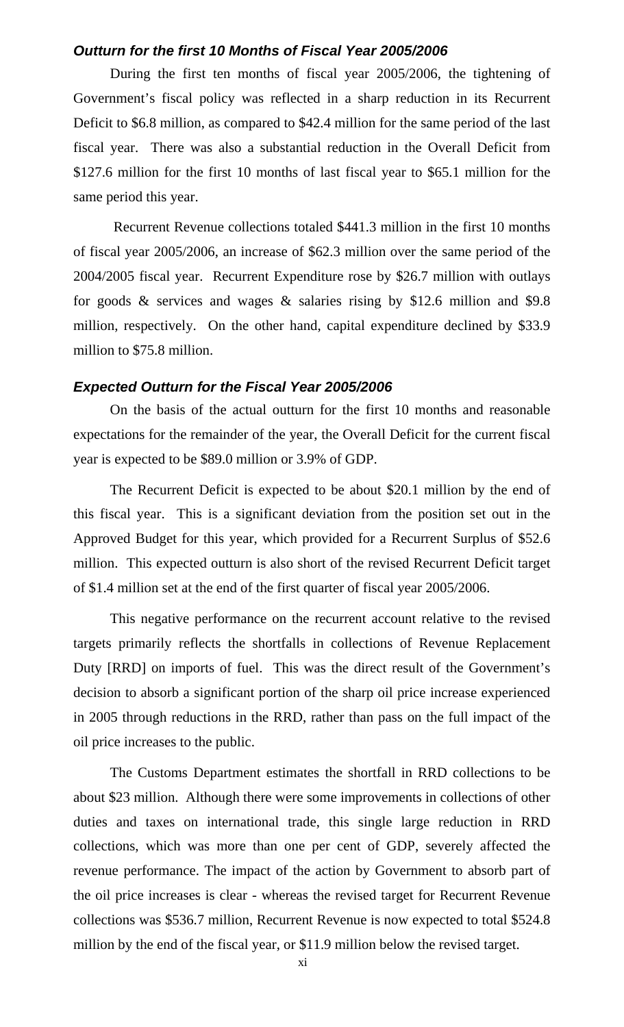### *Outturn for the first 10 Months of Fiscal Year 2005/2006*

During the first ten months of fiscal year 2005/2006, the tightening of Government's fiscal policy was reflected in a sharp reduction in its Recurrent Deficit to $6.8 million, as compared to $42.4 million for the same period of the last fiscal year. There was also a substantial reduction in the Overall Deficit from $127.6 million for the first 10 months of last fiscal year to $65.1 million for the same period this year.

Recurrent Revenue collections totaled $441.3 million in the first 10 months of fiscal year 2005/2006, an increase of $62.3 million over the same period of the 2004/2005 fiscal year. Recurrent Expenditure rose by $26.7 million with outlays for goods & services and wages & salaries rising by $12.6 million and $9.8 million, respectively. On the other hand, capital expenditure declined by $33.9 million to $75.8 million.

### *Expected Outturn for the Fiscal Year 2005/2006*

On the basis of the actual outturn for the first 10 months and reasonable expectations for the remainder of the year, the Overall Deficit for the current fiscal year is expected to be $89.0 million or 3.9% of GDP.

The Recurrent Deficit is expected to be about $20.1 million by the end of this fiscal year. This is a significant deviation from the position set out in the Approved Budget for this year, which provided for a Recurrent Surplus of $52.6 million. This expected outturn is also short of the revised Recurrent Deficit target of $1.4 million set at the end of the first quarter of fiscal year 2005/2006.

This negative performance on the recurrent account relative to the revised targets primarily reflects the shortfalls in collections of Revenue Replacement Duty [RRD] on imports of fuel. This was the direct result of the Government's decision to absorb a significant portion of the sharp oil price increase experienced in 2005 through reductions in the RRD, rather than pass on the full impact of the oil price increases to the public.

The Customs Department estimates the shortfall in RRD collections to be about $23 million. Although there were some improvements in collections of other duties and taxes on international trade, this single large reduction in RRD collections, which was more than one per cent of GDP, severely affected the revenue performance. The impact of the action by Government to absorb part of the oil price increases is clear - whereas the revised target for Recurrent Revenue collections was $536.7 million, Recurrent Revenue is now expected to total $524.8 million by the end of the fiscal year, or $11.9 million below the revised target.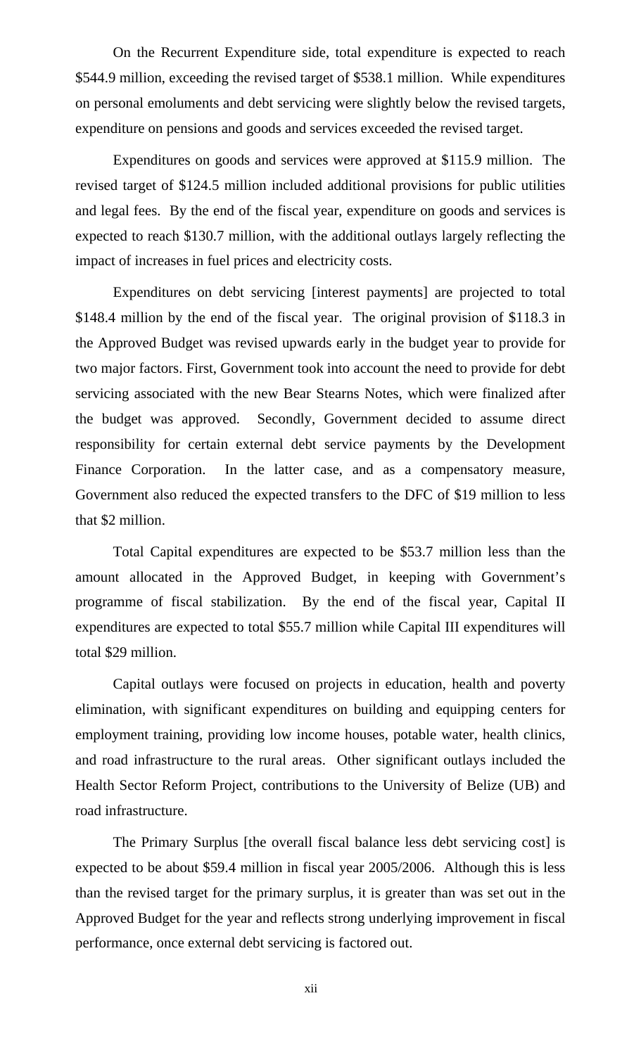On the Recurrent Expenditure side, total expenditure is expected to reach $544.9 million, exceeding the revised target of $538.1 million. While expenditures on personal emoluments and debt servicing were slightly below the revised targets, expenditure on pensions and goods and services exceeded the revised target.

Expenditures on goods and services were approved at $115.9 million. The revised target of $124.5 million included additional provisions for public utilities and legal fees. By the end of the fiscal year, expenditure on goods and services is expected to reach $130.7 million, with the additional outlays largely reflecting the impact of increases in fuel prices and electricity costs.

Expenditures on debt servicing [interest payments] are projected to total $148.4 million by the end of the fiscal year. The original provision of $118.3 in the Approved Budget was revised upwards early in the budget year to provide for two major factors. First, Government took into account the need to provide for debt servicing associated with the new Bear Stearns Notes, which were finalized after the budget was approved. Secondly, Government decided to assume direct responsibility for certain external debt service payments by the Development Finance Corporation. In the latter case, and as a compensatory measure, Government also reduced the expected transfers to the DFC of $19 million to less that $2 million.

Total Capital expenditures are expected to be $53.7 million less than the amount allocated in the Approved Budget, in keeping with Government's programme of fiscal stabilization. By the end of the fiscal year, Capital II expenditures are expected to total $55.7 million while Capital III expenditures will total $29 million.

Capital outlays were focused on projects in education, health and poverty elimination, with significant expenditures on building and equipping centers for employment training, providing low income houses, potable water, health clinics, and road infrastructure to the rural areas. Other significant outlays included the Health Sector Reform Project, contributions to the University of Belize (UB) and road infrastructure.

The Primary Surplus [the overall fiscal balance less debt servicing cost] is expected to be about $59.4 million in fiscal year 2005/2006. Although this is less than the revised target for the primary surplus, it is greater than was set out in the Approved Budget for the year and reflects strong underlying improvement in fiscal performance, once external debt servicing is factored out.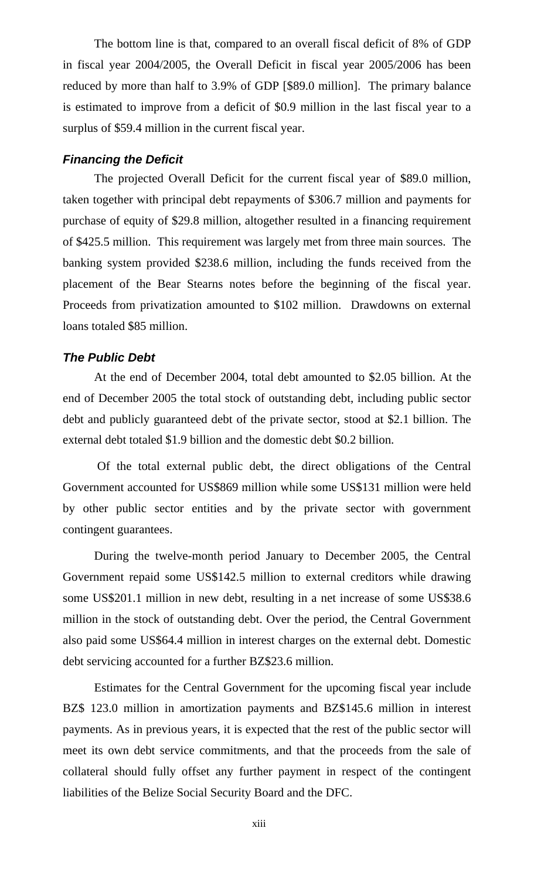The bottom line is that, compared to an overall fiscal deficit of 8% of GDP in fiscal year 2004/2005, the Overall Deficit in fiscal year 2005/2006 has been reduced by more than half to 3.9% of GDP [$89.0 million]. The primary balance is estimated to improve from a deficit of $0.9 million in the last fiscal year to a surplus of $59.4 million in the current fiscal year.

### *Financing the Deficit*

The projected Overall Deficit for the current fiscal year of $89.0 million, taken together with principal debt repayments of $306.7 million and payments for purchase of equity of $29.8 million, altogether resulted in a financing requirement of $425.5 million. This requirement was largely met from three main sources. The banking system provided $238.6 million, including the funds received from the placement of the Bear Stearns notes before the beginning of the fiscal year. Proceeds from privatization amounted to $102 million. Drawdowns on external loans totaled $85 million.

### *The Public Debt*

At the end of December 2004, total debt amounted to $2.05 billion. At the end of December 2005 the total stock of outstanding debt, including public sector debt and publicly guaranteed debt of the private sector, stood at $2.1 billion. The external debt totaled $1.9 billion and the domestic debt $0.2 billion.

Of the total external public debt, the direct obligations of the Central Government accounted for US$869 million while some US$131 million were held by other public sector entities and by the private sector with government contingent guarantees.

During the twelve-month period January to December 2005, the Central Government repaid some US$142.5 million to external creditors while drawing some US$201.1 million in new debt, resulting in a net increase of some US$38.6 million in the stock of outstanding debt. Over the period, the Central Government also paid some US$64.4 million in interest charges on the external debt. Domestic debt servicing accounted for a further BZ$23.6 million.

Estimates for the Central Government for the upcoming fiscal year include BZ$ 123.0 million in amortization payments and BZ$145.6 million in interest payments. As in previous years, it is expected that the rest of the public sector will meet its own debt service commitments, and that the proceeds from the sale of collateral should fully offset any further payment in respect of the contingent liabilities of the Belize Social Security Board and the DFC.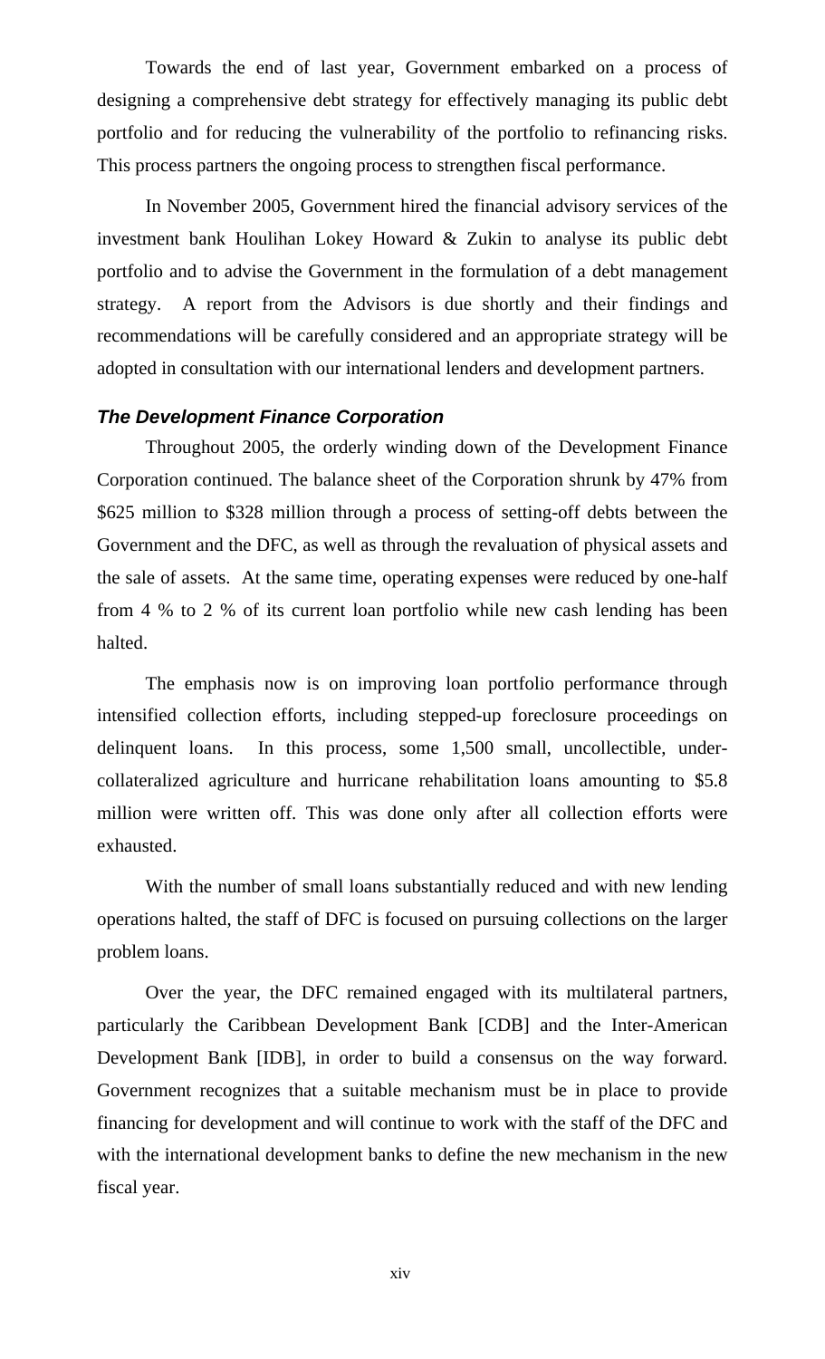Towards the end of last year, Government embarked on a process of designing a comprehensive debt strategy for effectively managing its public debt portfolio and for reducing the vulnerability of the portfolio to refinancing risks. This process partners the ongoing process to strengthen fiscal performance.

In November 2005, Government hired the financial advisory services of the investment bank Houlihan Lokey Howard & Zukin to analyse its public debt portfolio and to advise the Government in the formulation of a debt management strategy. A report from the Advisors is due shortly and their findings and recommendations will be carefully considered and an appropriate strategy will be adopted in consultation with our international lenders and development partners.

### *The Development Finance Corporation*

Throughout 2005, the orderly winding down of the Development Finance Corporation continued. The balance sheet of the Corporation shrunk by 47% from $625 million to $328 million through a process of setting-off debts between the Government and the DFC, as well as through the revaluation of physical assets and the sale of assets. At the same time, operating expenses were reduced by one-half from 4 % to 2 % of its current loan portfolio while new cash lending has been halted.

The emphasis now is on improving loan portfolio performance through intensified collection efforts, including stepped-up foreclosure proceedings on delinquent loans. In this process, some 1,500 small, uncollectible, under-collateralized agriculture and hurricane rehabilitation loans amounting to $5.8 million were written off. This was done only after all collection efforts were exhausted.

With the number of small loans substantially reduced and with new lending operations halted, the staff of DFC is focused on pursuing collections on the larger problem loans.

Over the year, the DFC remained engaged with its multilateral partners, particularly the Caribbean Development Bank [CDB] and the Inter-American Development Bank [IDB], in order to build a consensus on the way forward. Government recognizes that a suitable mechanism must be in place to provide financing for development and will continue to work with the staff of the DFC and with the international development banks to define the new mechanism in the new fiscal year.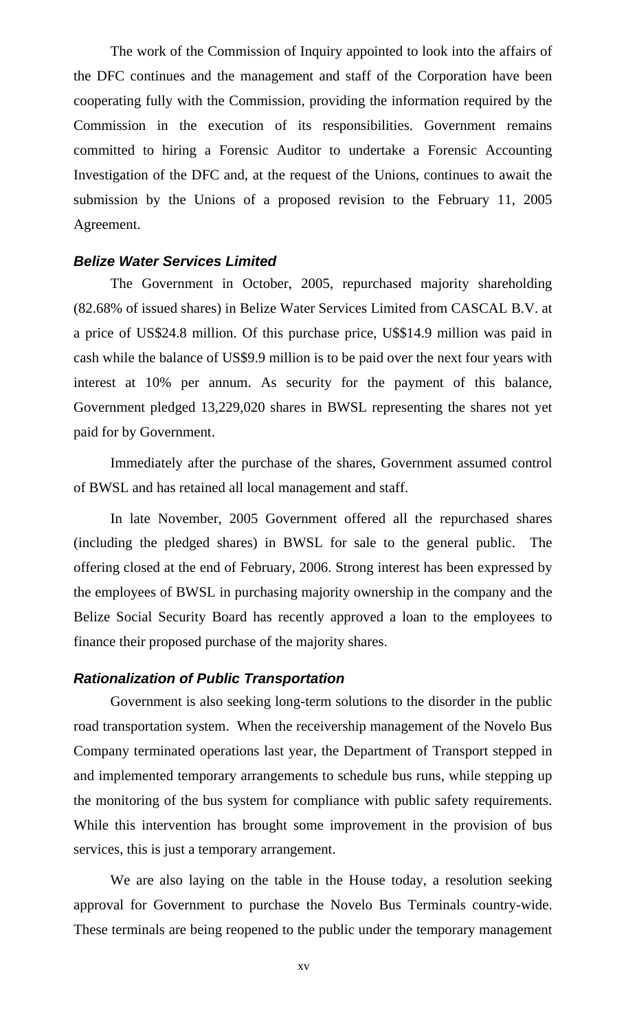The work of the Commission of Inquiry appointed to look into the affairs of the DFC continues and the management and staff of the Corporation have been cooperating fully with the Commission, providing the information required by the Commission in the execution of its responsibilities. Government remains committed to hiring a Forensic Auditor to undertake a Forensic Accounting Investigation of the DFC and, at the request of the Unions, continues to await the submission by the Unions of a proposed revision to the February 11, 2005 Agreement.

### *Belize Water Services Limited*

The Government in October, 2005, repurchased majority shareholding (82.68% of issued shares) in Belize Water Services Limited from CASCAL B.V. at a price of US$24.8 million. Of this purchase price, U$$14.9 million was paid in cash while the balance of US$9.9 million is to be paid over the next four years with interest at 10% per annum. As security for the payment of this balance, Government pledged 13,229,020 shares in BWSL representing the shares not yet paid for by Government.

Immediately after the purchase of the shares, Government assumed control of BWSL and has retained all local management and staff.

In late November, 2005 Government offered all the repurchased shares (including the pledged shares) in BWSL for sale to the general public. The offering closed at the end of February, 2006. Strong interest has been expressed by the employees of BWSL in purchasing majority ownership in the company and the Belize Social Security Board has recently approved a loan to the employees to finance their proposed purchase of the majority shares.

### *Rationalization of Public Transportation*

Government is also seeking long-term solutions to the disorder in the public road transportation system. When the receivership management of the Novelo Bus Company terminated operations last year, the Department of Transport stepped in and implemented temporary arrangements to schedule bus runs, while stepping up the monitoring of the bus system for compliance with public safety requirements. While this intervention has brought some improvement in the provision of bus services, this is just a temporary arrangement.

We are also laying on the table in the House today, a resolution seeking approval for Government to purchase the Novelo Bus Terminals country-wide. These terminals are being reopened to the public under the temporary management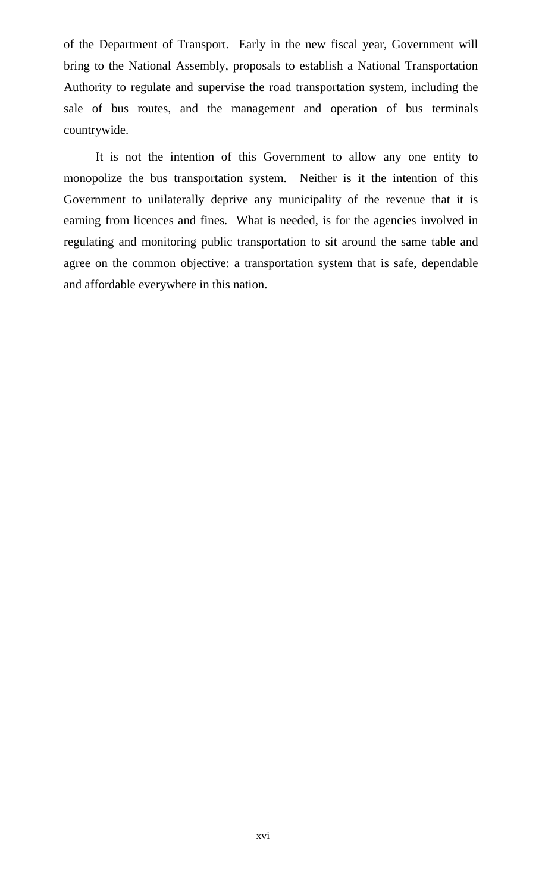of the Department of Transport.  Early in the new fiscal year, Government will bring to the National Assembly, proposals to establish a National Transportation Authority to regulate and supervise the road transportation system, including the sale of bus routes, and the management and operation of bus terminals countrywide.

It is not the intention of this Government to allow any one entity to monopolize the bus transportation system.  Neither is it the intention of this Government to unilaterally deprive any municipality of the revenue that it is earning from licences and fines.  What is needed, is for the agencies involved in regulating and monitoring public transportation to sit around the same table and agree on the common objective: a transportation system that is safe, dependable and affordable everywhere in this nation.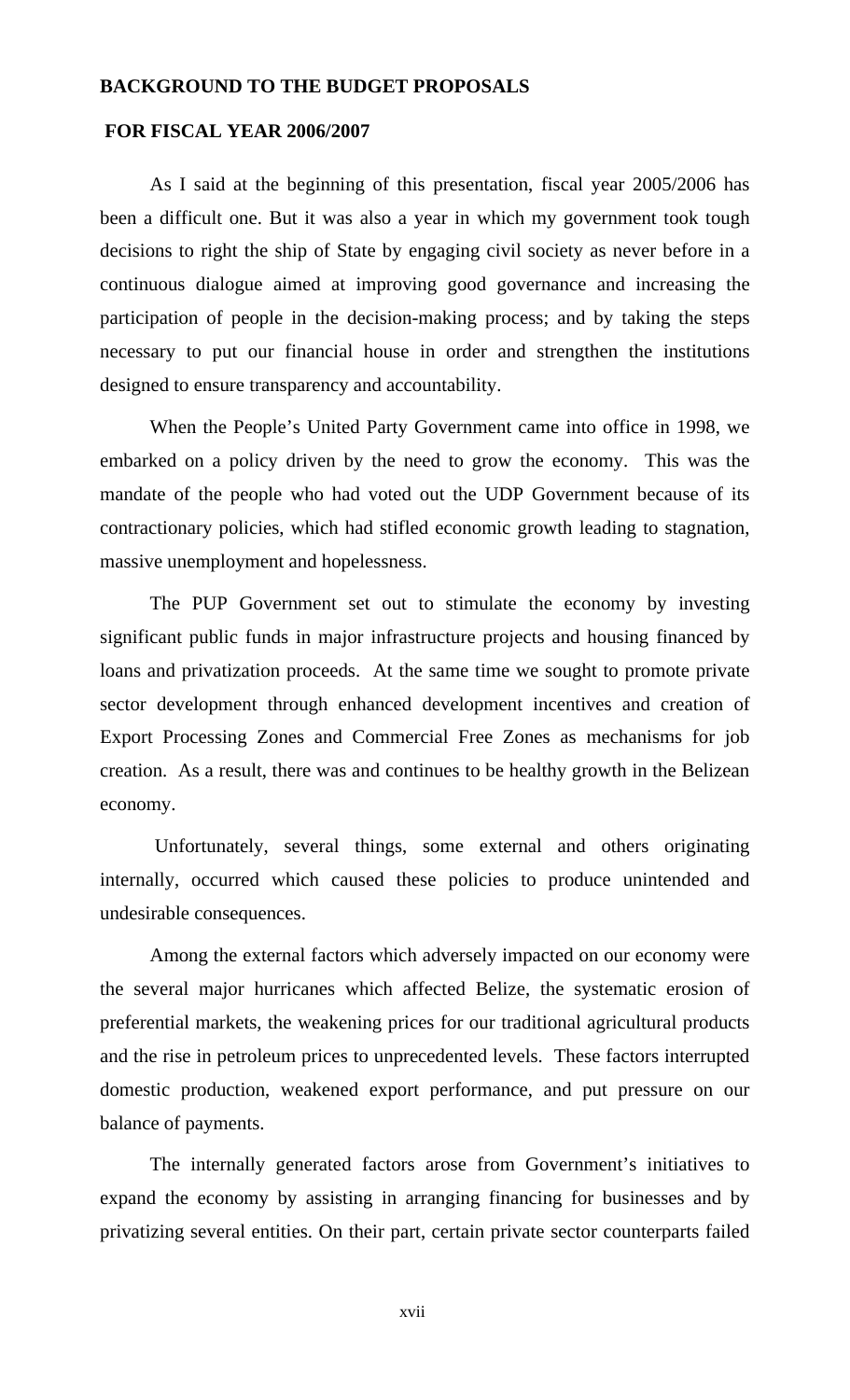**BACKGROUND TO THE BUDGET PROPOSALS**

**FOR FISCAL YEAR 2006/2007**

As I said at the beginning of this presentation, fiscal year 2005/2006 has been a difficult one. But it was also a year in which my government took tough decisions to right the ship of State by engaging civil society as never before in a continuous dialogue aimed at improving good governance and increasing the participation of people in the decision-making process; and by taking the steps necessary to put our financial house in order and strengthen the institutions designed to ensure transparency and accountability.

When the People's United Party Government came into office in 1998, we embarked on a policy driven by the need to grow the economy. This was the mandate of the people who had voted out the UDP Government because of its contractionary policies, which had stifled economic growth leading to stagnation, massive unemployment and hopelessness.

The PUP Government set out to stimulate the economy by investing significant public funds in major infrastructure projects and housing financed by loans and privatization proceeds. At the same time we sought to promote private sector development through enhanced development incentives and creation of Export Processing Zones and Commercial Free Zones as mechanisms for job creation. As a result, there was and continues to be healthy growth in the Belizean economy.

Unfortunately, several things, some external and others originating internally, occurred which caused these policies to produce unintended and undesirable consequences.

Among the external factors which adversely impacted on our economy were the several major hurricanes which affected Belize, the systematic erosion of preferential markets, the weakening prices for our traditional agricultural products and the rise in petroleum prices to unprecedented levels. These factors interrupted domestic production, weakened export performance, and put pressure on our balance of payments.

The internally generated factors arose from Government's initiatives to expand the economy by assisting in arranging financing for businesses and by privatizing several entities. On their part, certain private sector counterparts failed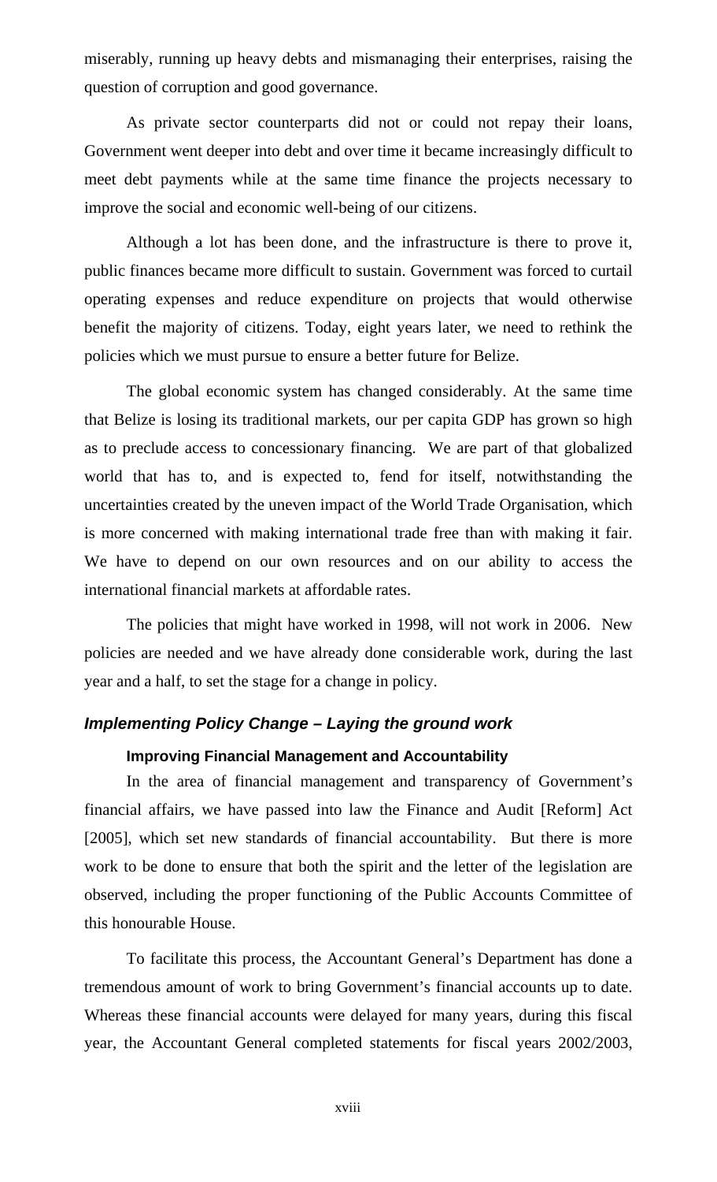miserably, running up heavy debts and mismanaging their enterprises, raising the question of corruption and good governance.

As private sector counterparts did not or could not repay their loans, Government went deeper into debt and over time it became increasingly difficult to meet debt payments while at the same time finance the projects necessary to improve the social and economic well-being of our citizens.

Although a lot has been done, and the infrastructure is there to prove it, public finances became more difficult to sustain. Government was forced to curtail operating expenses and reduce expenditure on projects that would otherwise benefit the majority of citizens. Today, eight years later, we need to rethink the policies which we must pursue to ensure a better future for Belize.

The global economic system has changed considerably. At the same time that Belize is losing its traditional markets, our per capita GDP has grown so high as to preclude access to concessionary financing. We are part of that globalized world that has to, and is expected to, fend for itself, notwithstanding the uncertainties created by the uneven impact of the World Trade Organisation, which is more concerned with making international trade free than with making it fair. We have to depend on our own resources and on our ability to access the international financial markets at affordable rates.

The policies that might have worked in 1998, will not work in 2006. New policies are needed and we have already done considerable work, during the last year and a half, to set the stage for a change in policy.

### *Implementing Policy Change – Laying the ground work*

#### Improving Financial Management and Accountability

In the area of financial management and transparency of Government's financial affairs, we have passed into law the Finance and Audit [Reform] Act [2005], which set new standards of financial accountability. But there is more work to be done to ensure that both the spirit and the letter of the legislation are observed, including the proper functioning of the Public Accounts Committee of this honourable House.

To facilitate this process, the Accountant General's Department has done a tremendous amount of work to bring Government's financial accounts up to date. Whereas these financial accounts were delayed for many years, during this fiscal year, the Accountant General completed statements for fiscal years 2002/2003,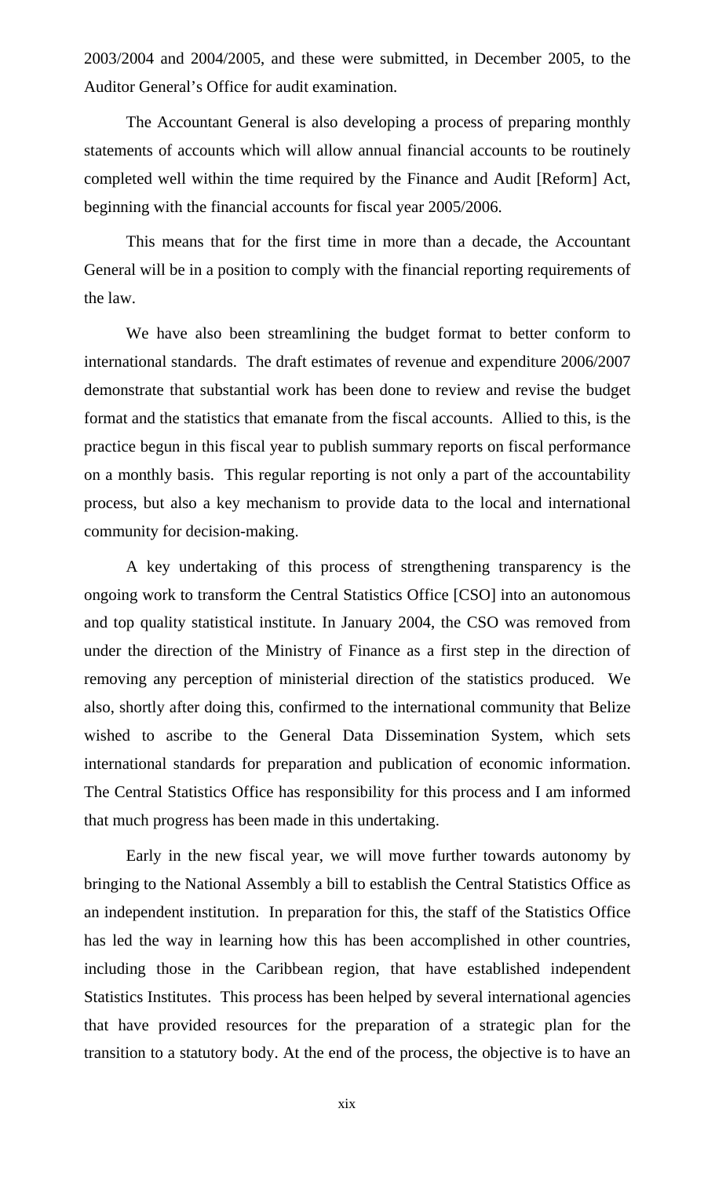2003/2004 and 2004/2005, and these were submitted, in December 2005, to the Auditor General's Office for audit examination.

The Accountant General is also developing a process of preparing monthly statements of accounts which will allow annual financial accounts to be routinely completed well within the time required by the Finance and Audit [Reform] Act, beginning with the financial accounts for fiscal year 2005/2006.

This means that for the first time in more than a decade, the Accountant General will be in a position to comply with the financial reporting requirements of the law.

We have also been streamlining the budget format to better conform to international standards. The draft estimates of revenue and expenditure 2006/2007 demonstrate that substantial work has been done to review and revise the budget format and the statistics that emanate from the fiscal accounts. Allied to this, is the practice begun in this fiscal year to publish summary reports on fiscal performance on a monthly basis. This regular reporting is not only a part of the accountability process, but also a key mechanism to provide data to the local and international community for decision-making.

A key undertaking of this process of strengthening transparency is the ongoing work to transform the Central Statistics Office [CSO] into an autonomous and top quality statistical institute. In January 2004, the CSO was removed from under the direction of the Ministry of Finance as a first step in the direction of removing any perception of ministerial direction of the statistics produced. We also, shortly after doing this, confirmed to the international community that Belize wished to ascribe to the General Data Dissemination System, which sets international standards for preparation and publication of economic information. The Central Statistics Office has responsibility for this process and I am informed that much progress has been made in this undertaking.

Early in the new fiscal year, we will move further towards autonomy by bringing to the National Assembly a bill to establish the Central Statistics Office as an independent institution. In preparation for this, the staff of the Statistics Office has led the way in learning how this has been accomplished in other countries, including those in the Caribbean region, that have established independent Statistics Institutes. This process has been helped by several international agencies that have provided resources for the preparation of a strategic plan for the transition to a statutory body. At the end of the process, the objective is to have an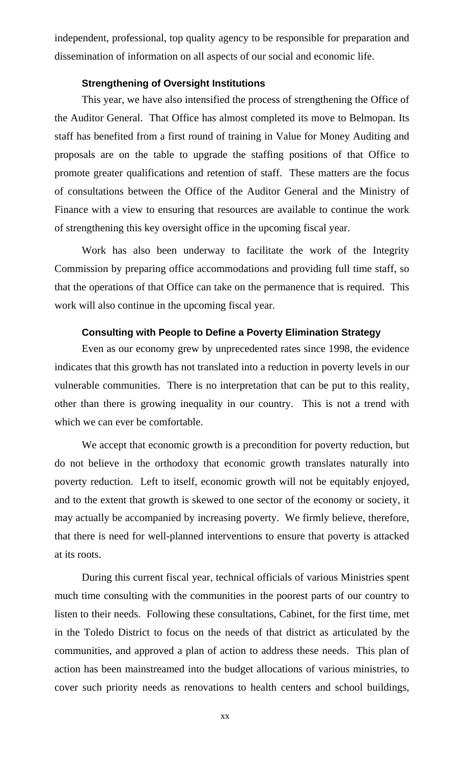independent, professional, top quality agency to be responsible for preparation and dissemination of information on all aspects of our social and economic life.

### Strengthening of Oversight Institutions

This year, we have also intensified the process of strengthening the Office of the Auditor General. That Office has almost completed its move to Belmopan. Its staff has benefited from a first round of training in Value for Money Auditing and proposals are on the table to upgrade the staffing positions of that Office to promote greater qualifications and retention of staff. These matters are the focus of consultations between the Office of the Auditor General and the Ministry of Finance with a view to ensuring that resources are available to continue the work of strengthening this key oversight office in the upcoming fiscal year.

Work has also been underway to facilitate the work of the Integrity Commission by preparing office accommodations and providing full time staff, so that the operations of that Office can take on the permanence that is required. This work will also continue in the upcoming fiscal year.

### Consulting with People to Define a Poverty Elimination Strategy

Even as our economy grew by unprecedented rates since 1998, the evidence indicates that this growth has not translated into a reduction in poverty levels in our vulnerable communities. There is no interpretation that can be put to this reality, other than there is growing inequality in our country. This is not a trend with which we can ever be comfortable.

We accept that economic growth is a precondition for poverty reduction, but do not believe in the orthodoxy that economic growth translates naturally into poverty reduction. Left to itself, economic growth will not be equitably enjoyed, and to the extent that growth is skewed to one sector of the economy or society, it may actually be accompanied by increasing poverty. We firmly believe, therefore, that there is need for well-planned interventions to ensure that poverty is attacked at its roots.

During this current fiscal year, technical officials of various Ministries spent much time consulting with the communities in the poorest parts of our country to listen to their needs. Following these consultations, Cabinet, for the first time, met in the Toledo District to focus on the needs of that district as articulated by the communities, and approved a plan of action to address these needs. This plan of action has been mainstreamed into the budget allocations of various ministries, to cover such priority needs as renovations to health centers and school buildings,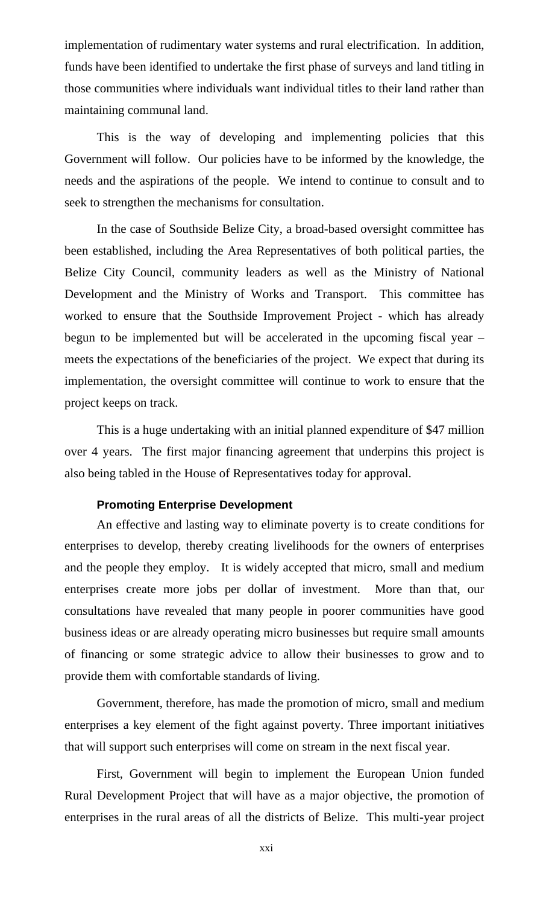implementation of rudimentary water systems and rural electrification. In addition, funds have been identified to undertake the first phase of surveys and land titling in those communities where individuals want individual titles to their land rather than maintaining communal land.

This is the way of developing and implementing policies that this Government will follow. Our policies have to be informed by the knowledge, the needs and the aspirations of the people. We intend to continue to consult and to seek to strengthen the mechanisms for consultation.

In the case of Southside Belize City, a broad-based oversight committee has been established, including the Area Representatives of both political parties, the Belize City Council, community leaders as well as the Ministry of National Development and the Ministry of Works and Transport. This committee has worked to ensure that the Southside Improvement Project - which has already begun to be implemented but will be accelerated in the upcoming fiscal year – meets the expectations of the beneficiaries of the project. We expect that during its implementation, the oversight committee will continue to work to ensure that the project keeps on track.

This is a huge undertaking with an initial planned expenditure of $47 million over 4 years. The first major financing agreement that underpins this project is also being tabled in the House of Representatives today for approval.

### Promoting Enterprise Development

An effective and lasting way to eliminate poverty is to create conditions for enterprises to develop, thereby creating livelihoods for the owners of enterprises and the people they employ. It is widely accepted that micro, small and medium enterprises create more jobs per dollar of investment. More than that, our consultations have revealed that many people in poorer communities have good business ideas or are already operating micro businesses but require small amounts of financing or some strategic advice to allow their businesses to grow and to provide them with comfortable standards of living.

Government, therefore, has made the promotion of micro, small and medium enterprises a key element of the fight against poverty. Three important initiatives that will support such enterprises will come on stream in the next fiscal year.

First, Government will begin to implement the European Union funded Rural Development Project that will have as a major objective, the promotion of enterprises in the rural areas of all the districts of Belize. This multi-year project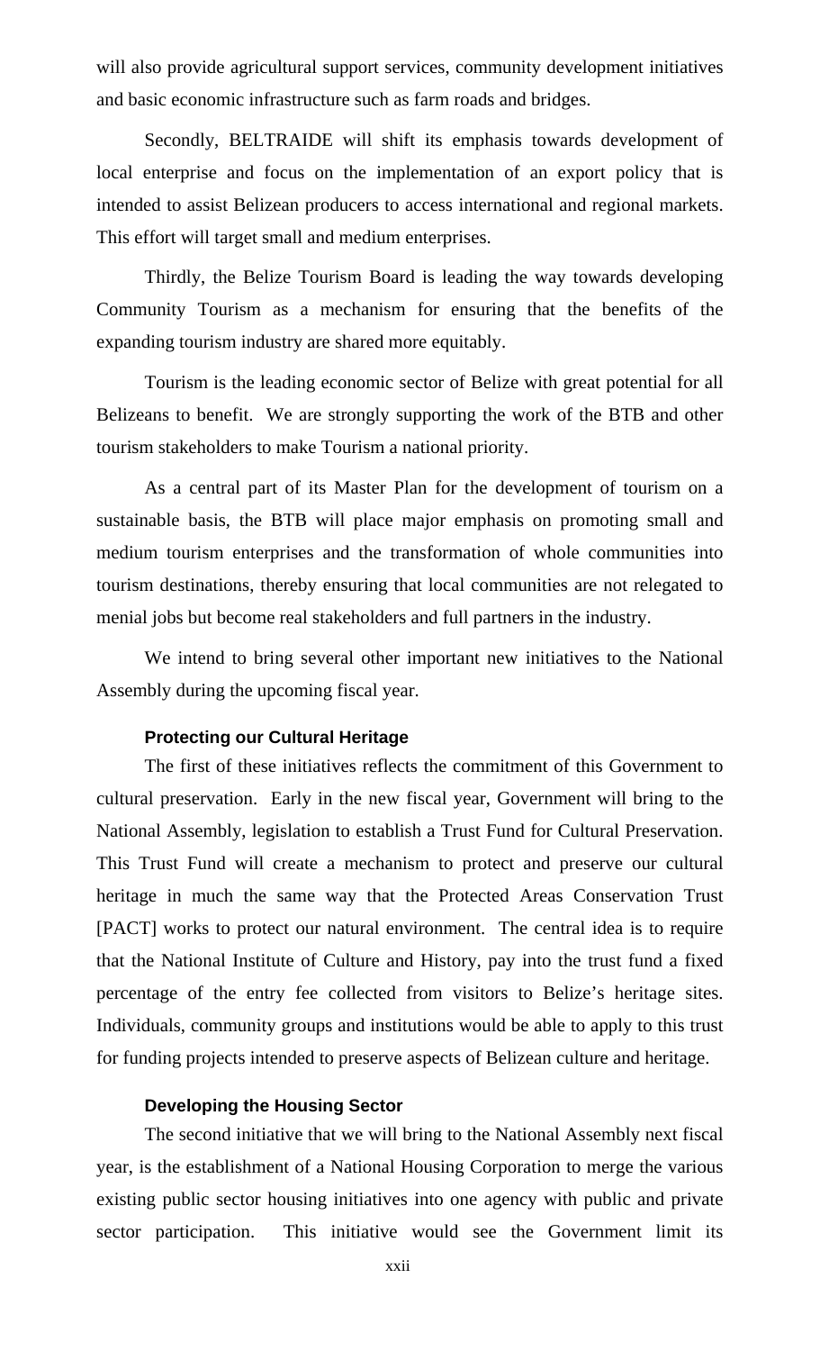will also provide agricultural support services, community development initiatives and basic economic infrastructure such as farm roads and bridges.

Secondly, BELTRAIDE will shift its emphasis towards development of local enterprise and focus on the implementation of an export policy that is intended to assist Belizean producers to access international and regional markets. This effort will target small and medium enterprises.

Thirdly, the Belize Tourism Board is leading the way towards developing Community Tourism as a mechanism for ensuring that the benefits of the expanding tourism industry are shared more equitably.

Tourism is the leading economic sector of Belize with great potential for all Belizeans to benefit. We are strongly supporting the work of the BTB and other tourism stakeholders to make Tourism a national priority.

As a central part of its Master Plan for the development of tourism on a sustainable basis, the BTB will place major emphasis on promoting small and medium tourism enterprises and the transformation of whole communities into tourism destinations, thereby ensuring that local communities are not relegated to menial jobs but become real stakeholders and full partners in the industry.

We intend to bring several other important new initiatives to the National Assembly during the upcoming fiscal year.

#### Protecting our Cultural Heritage

The first of these initiatives reflects the commitment of this Government to cultural preservation. Early in the new fiscal year, Government will bring to the National Assembly, legislation to establish a Trust Fund for Cultural Preservation. This Trust Fund will create a mechanism to protect and preserve our cultural heritage in much the same way that the Protected Areas Conservation Trust [PACT] works to protect our natural environment. The central idea is to require that the National Institute of Culture and History, pay into the trust fund a fixed percentage of the entry fee collected from visitors to Belize's heritage sites. Individuals, community groups and institutions would be able to apply to this trust for funding projects intended to preserve aspects of Belizean culture and heritage.

#### Developing the Housing Sector

The second initiative that we will bring to the National Assembly next fiscal year, is the establishment of a National Housing Corporation to merge the various existing public sector housing initiatives into one agency with public and private sector participation. This initiative would see the Government limit its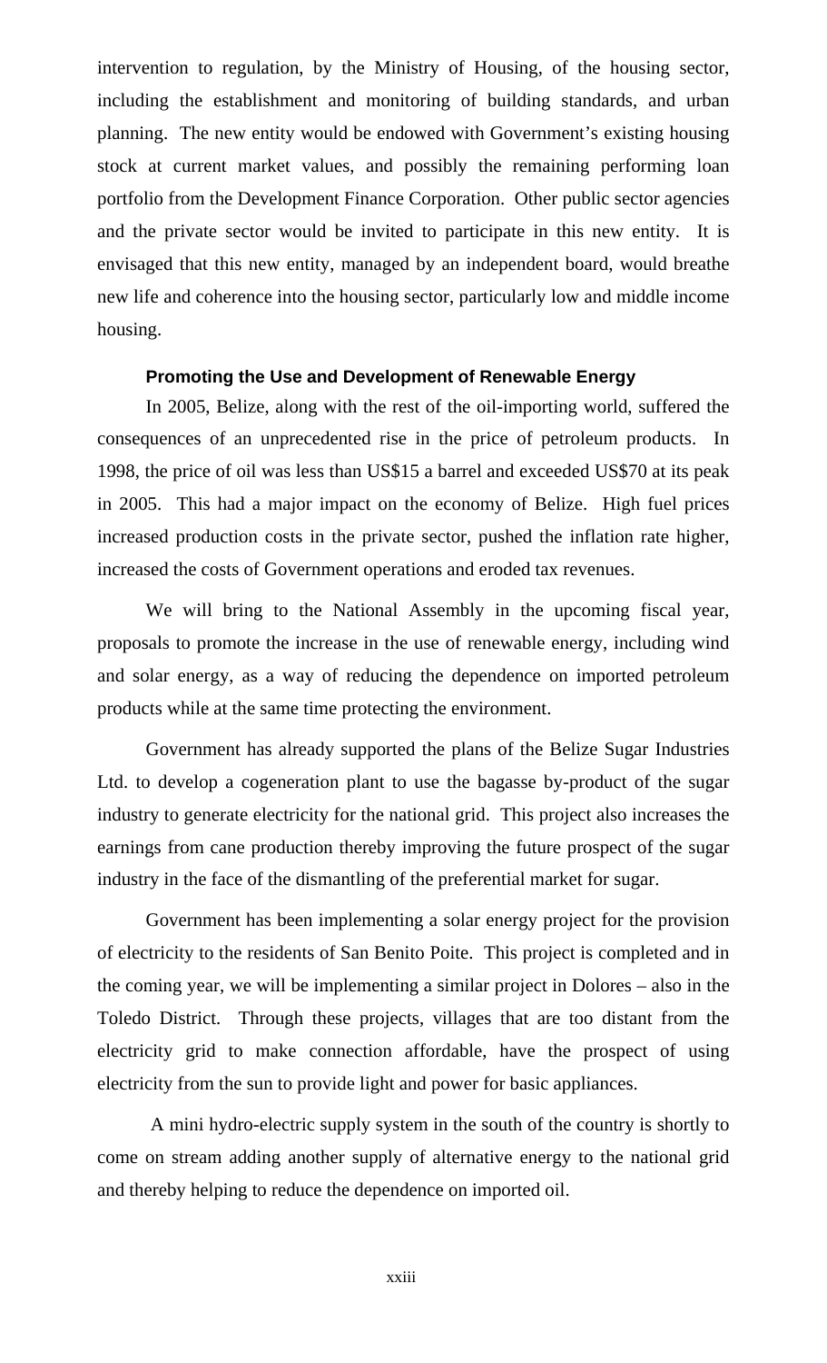intervention to regulation, by the Ministry of Housing, of the housing sector, including the establishment and monitoring of building standards, and urban planning. The new entity would be endowed with Government's existing housing stock at current market values, and possibly the remaining performing loan portfolio from the Development Finance Corporation. Other public sector agencies and the private sector would be invited to participate in this new entity. It is envisaged that this new entity, managed by an independent board, would breathe new life and coherence into the housing sector, particularly low and middle income housing.

### Promoting the Use and Development of Renewable Energy

In 2005, Belize, along with the rest of the oil-importing world, suffered the consequences of an unprecedented rise in the price of petroleum products. In 1998, the price of oil was less than US$15 a barrel and exceeded US$70 at its peak in 2005. This had a major impact on the economy of Belize. High fuel prices increased production costs in the private sector, pushed the inflation rate higher, increased the costs of Government operations and eroded tax revenues.

We will bring to the National Assembly in the upcoming fiscal year, proposals to promote the increase in the use of renewable energy, including wind and solar energy, as a way of reducing the dependence on imported petroleum products while at the same time protecting the environment.

Government has already supported the plans of the Belize Sugar Industries Ltd. to develop a cogeneration plant to use the bagasse by-product of the sugar industry to generate electricity for the national grid. This project also increases the earnings from cane production thereby improving the future prospect of the sugar industry in the face of the dismantling of the preferential market for sugar.

Government has been implementing a solar energy project for the provision of electricity to the residents of San Benito Poite. This project is completed and in the coming year, we will be implementing a similar project in Dolores – also in the Toledo District. Through these projects, villages that are too distant from the electricity grid to make connection affordable, have the prospect of using electricity from the sun to provide light and power for basic appliances.

A mini hydro-electric supply system in the south of the country is shortly to come on stream adding another supply of alternative energy to the national grid and thereby helping to reduce the dependence on imported oil.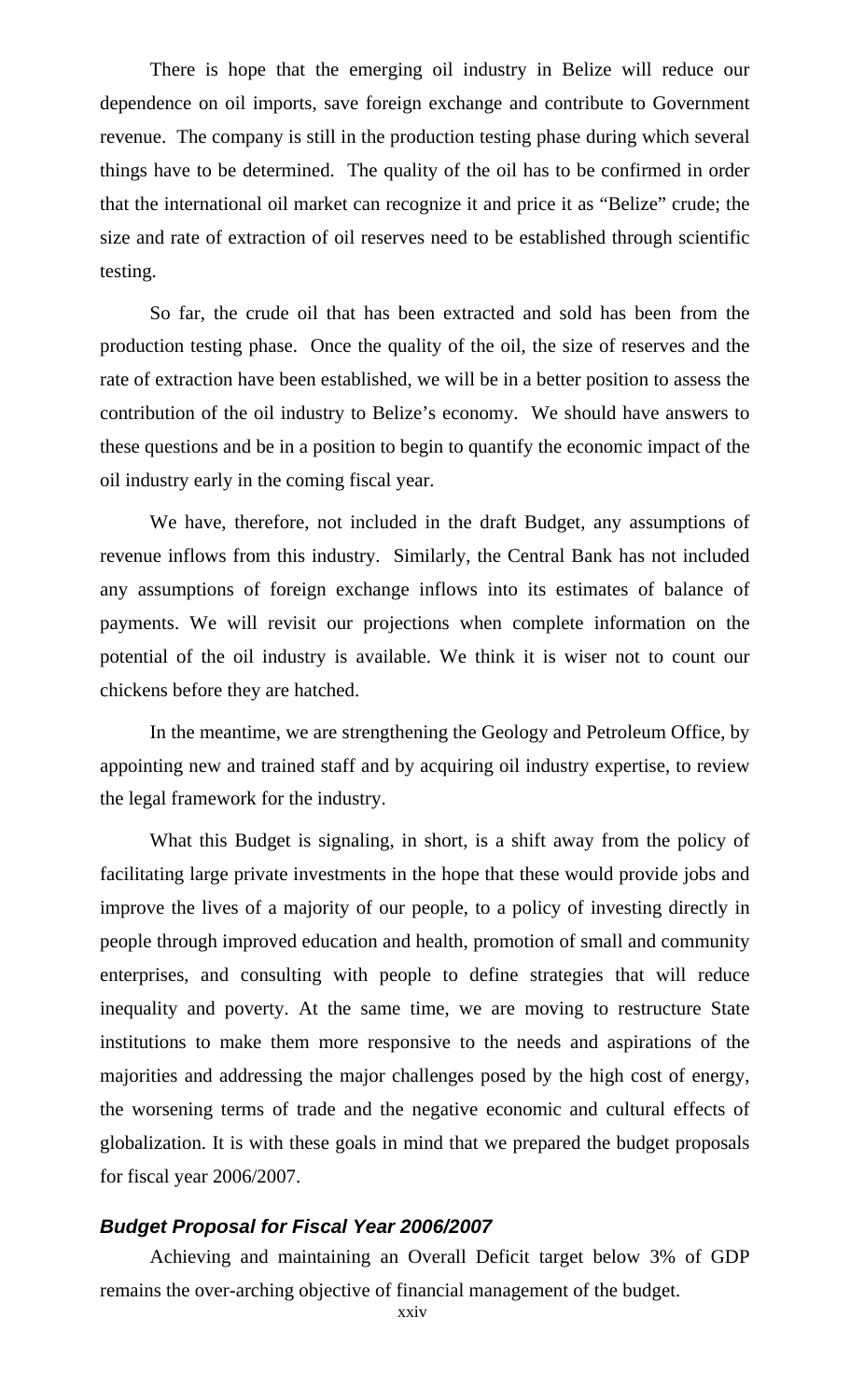There is hope that the emerging oil industry in Belize will reduce our dependence on oil imports, save foreign exchange and contribute to Government revenue. The company is still in the production testing phase during which several things have to be determined. The quality of the oil has to be confirmed in order that the international oil market can recognize it and price it as "Belize" crude; the size and rate of extraction of oil reserves need to be established through scientific testing.

So far, the crude oil that has been extracted and sold has been from the production testing phase. Once the quality of the oil, the size of reserves and the rate of extraction have been established, we will be in a better position to assess the contribution of the oil industry to Belize's economy. We should have answers to these questions and be in a position to begin to quantify the economic impact of the oil industry early in the coming fiscal year.

We have, therefore, not included in the draft Budget, any assumptions of revenue inflows from this industry. Similarly, the Central Bank has not included any assumptions of foreign exchange inflows into its estimates of balance of payments. We will revisit our projections when complete information on the potential of the oil industry is available. We think it is wiser not to count our chickens before they are hatched.

In the meantime, we are strengthening the Geology and Petroleum Office, by appointing new and trained staff and by acquiring oil industry expertise, to review the legal framework for the industry.

What this Budget is signaling, in short, is a shift away from the policy of facilitating large private investments in the hope that these would provide jobs and improve the lives of a majority of our people, to a policy of investing directly in people through improved education and health, promotion of small and community enterprises, and consulting with people to define strategies that will reduce inequality and poverty. At the same time, we are moving to restructure State institutions to make them more responsive to the needs and aspirations of the majorities and addressing the major challenges posed by the high cost of energy, the worsening terms of trade and the negative economic and cultural effects of globalization. It is with these goals in mind that we prepared the budget proposals for fiscal year 2006/2007.

### *Budget Proposal for Fiscal Year 2006/2007*

Achieving and maintaining an Overall Deficit target below 3% of GDP remains the over-arching objective of financial management of the budget.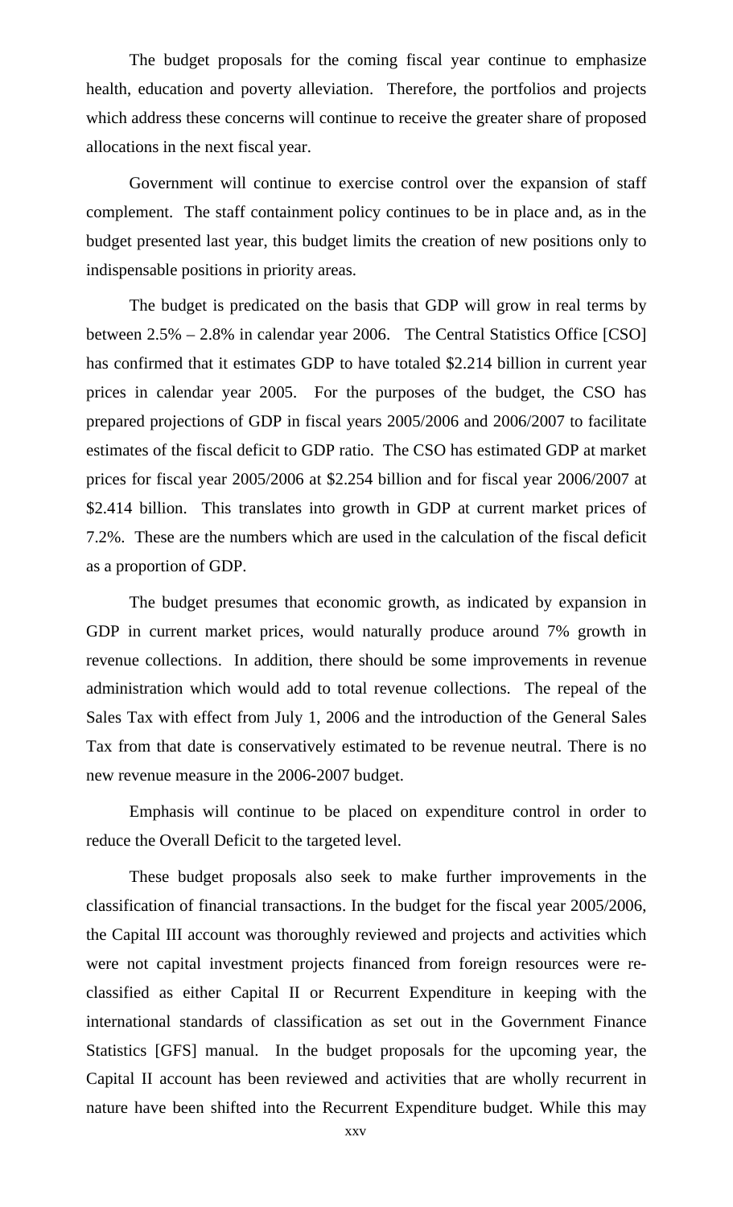The budget proposals for the coming fiscal year continue to emphasize health, education and poverty alleviation. Therefore, the portfolios and projects which address these concerns will continue to receive the greater share of proposed allocations in the next fiscal year.

Government will continue to exercise control over the expansion of staff complement. The staff containment policy continues to be in place and, as in the budget presented last year, this budget limits the creation of new positions only to indispensable positions in priority areas.

The budget is predicated on the basis that GDP will grow in real terms by between 2.5% – 2.8% in calendar year 2006. The Central Statistics Office [CSO] has confirmed that it estimates GDP to have totaled $2.214 billion in current year prices in calendar year 2005. For the purposes of the budget, the CSO has prepared projections of GDP in fiscal years 2005/2006 and 2006/2007 to facilitate estimates of the fiscal deficit to GDP ratio. The CSO has estimated GDP at market prices for fiscal year 2005/2006 at $2.254 billion and for fiscal year 2006/2007 at $2.414 billion. This translates into growth in GDP at current market prices of 7.2%. These are the numbers which are used in the calculation of the fiscal deficit as a proportion of GDP.

The budget presumes that economic growth, as indicated by expansion in GDP in current market prices, would naturally produce around 7% growth in revenue collections. In addition, there should be some improvements in revenue administration which would add to total revenue collections. The repeal of the Sales Tax with effect from July 1, 2006 and the introduction of the General Sales Tax from that date is conservatively estimated to be revenue neutral. There is no new revenue measure in the 2006-2007 budget.

Emphasis will continue to be placed on expenditure control in order to reduce the Overall Deficit to the targeted level.

These budget proposals also seek to make further improvements in the classification of financial transactions. In the budget for the fiscal year 2005/2006, the Capital III account was thoroughly reviewed and projects and activities which were not capital investment projects financed from foreign resources were re-classified as either Capital II or Recurrent Expenditure in keeping with the international standards of classification as set out in the Government Finance Statistics [GFS] manual. In the budget proposals for the upcoming year, the Capital II account has been reviewed and activities that are wholly recurrent in nature have been shifted into the Recurrent Expenditure budget. While this may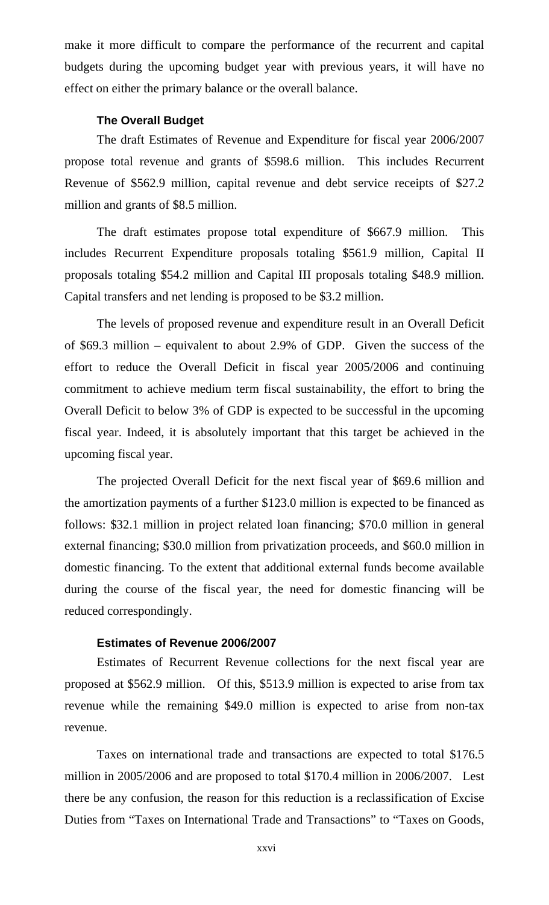make it more difficult to compare the performance of the recurrent and capital budgets during the upcoming budget year with previous years, it will have no effect on either the primary balance or the overall balance.

### The Overall Budget

The draft Estimates of Revenue and Expenditure for fiscal year 2006/2007 propose total revenue and grants of $598.6 million. This includes Recurrent Revenue of $562.9 million, capital revenue and debt service receipts of $27.2 million and grants of $8.5 million.

The draft estimates propose total expenditure of $667.9 million. This includes Recurrent Expenditure proposals totaling $561.9 million, Capital II proposals totaling $54.2 million and Capital III proposals totaling $48.9 million. Capital transfers and net lending is proposed to be $3.2 million.

The levels of proposed revenue and expenditure result in an Overall Deficit of $69.3 million – equivalent to about 2.9% of GDP. Given the success of the effort to reduce the Overall Deficit in fiscal year 2005/2006 and continuing commitment to achieve medium term fiscal sustainability, the effort to bring the Overall Deficit to below 3% of GDP is expected to be successful in the upcoming fiscal year. Indeed, it is absolutely important that this target be achieved in the upcoming fiscal year.

The projected Overall Deficit for the next fiscal year of $69.6 million and the amortization payments of a further $123.0 million is expected to be financed as follows: $32.1 million in project related loan financing; $70.0 million in general external financing; $30.0 million from privatization proceeds, and $60.0 million in domestic financing. To the extent that additional external funds become available during the course of the fiscal year, the need for domestic financing will be reduced correspondingly.

### Estimates of Revenue 2006/2007

Estimates of Recurrent Revenue collections for the next fiscal year are proposed at $562.9 million. Of this, $513.9 million is expected to arise from tax revenue while the remaining $49.0 million is expected to arise from non-tax revenue.

Taxes on international trade and transactions are expected to total $176.5 million in 2005/2006 and are proposed to total $170.4 million in 2006/2007. Lest there be any confusion, the reason for this reduction is a reclassification of Excise Duties from "Taxes on International Trade and Transactions" to "Taxes on Goods,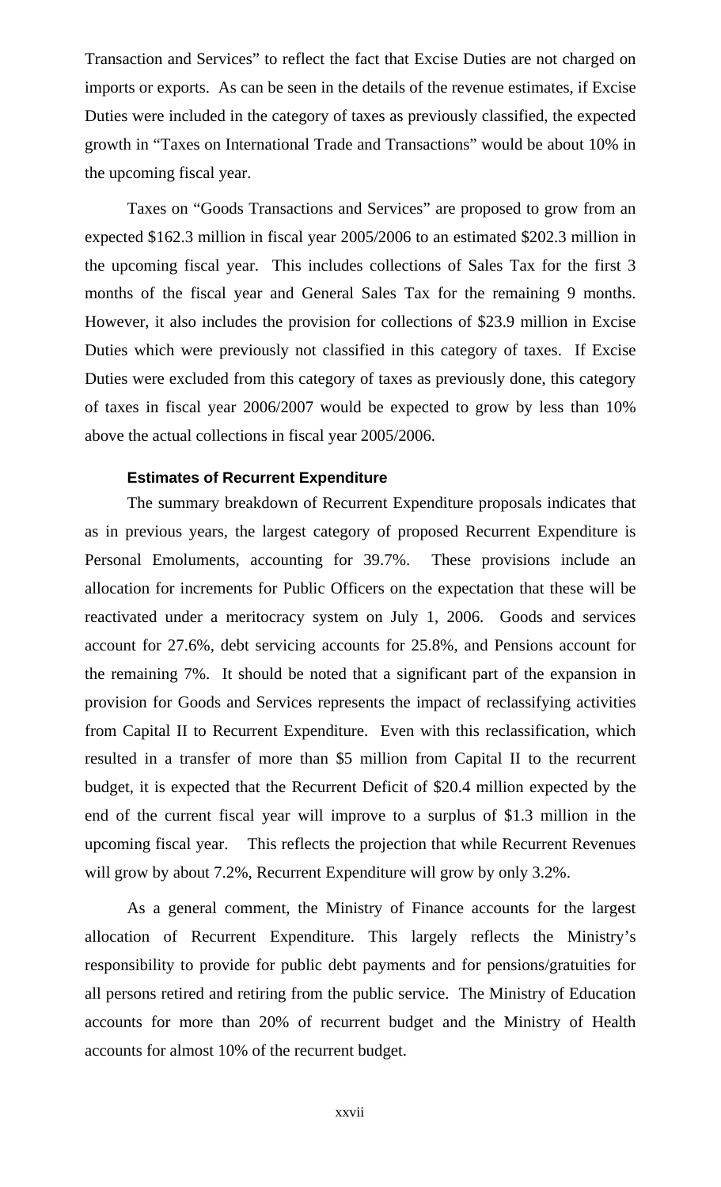Transaction and Services" to reflect the fact that Excise Duties are not charged on imports or exports. As can be seen in the details of the revenue estimates, if Excise Duties were included in the category of taxes as previously classified, the expected growth in "Taxes on International Trade and Transactions" would be about 10% in the upcoming fiscal year.

Taxes on "Goods Transactions and Services" are proposed to grow from an expected \$162.3 million in fiscal year 2005/2006 to an estimated \$202.3 million in the upcoming fiscal year. This includes collections of Sales Tax for the first 3 months of the fiscal year and General Sales Tax for the remaining 9 months. However, it also includes the provision for collections of \$23.9 million in Excise Duties which were previously not classified in this category of taxes. If Excise Duties were excluded from this category of taxes as previously done, this category of taxes in fiscal year 2006/2007 would be expected to grow by less than 10% above the actual collections in fiscal year 2005/2006.

### Estimates of Recurrent Expenditure

The summary breakdown of Recurrent Expenditure proposals indicates that as in previous years, the largest category of proposed Recurrent Expenditure is Personal Emoluments, accounting for 39.7%. These provisions include an allocation for increments for Public Officers on the expectation that these will be reactivated under a meritocracy system on July 1, 2006. Goods and services account for 27.6%, debt servicing accounts for 25.8%, and Pensions account for the remaining 7%. It should be noted that a significant part of the expansion in provision for Goods and Services represents the impact of reclassifying activities from Capital II to Recurrent Expenditure. Even with this reclassification, which resulted in a transfer of more than \$5 million from Capital II to the recurrent budget, it is expected that the Recurrent Deficit of \$20.4 million expected by the end of the current fiscal year will improve to a surplus of \$1.3 million in the upcoming fiscal year. This reflects the projection that while Recurrent Revenues will grow by about 7.2%, Recurrent Expenditure will grow by only 3.2%.

As a general comment, the Ministry of Finance accounts for the largest allocation of Recurrent Expenditure. This largely reflects the Ministry's responsibility to provide for public debt payments and for pensions/gratuities for all persons retired and retiring from the public service. The Ministry of Education accounts for more than 20% of recurrent budget and the Ministry of Health accounts for almost 10% of the recurrent budget.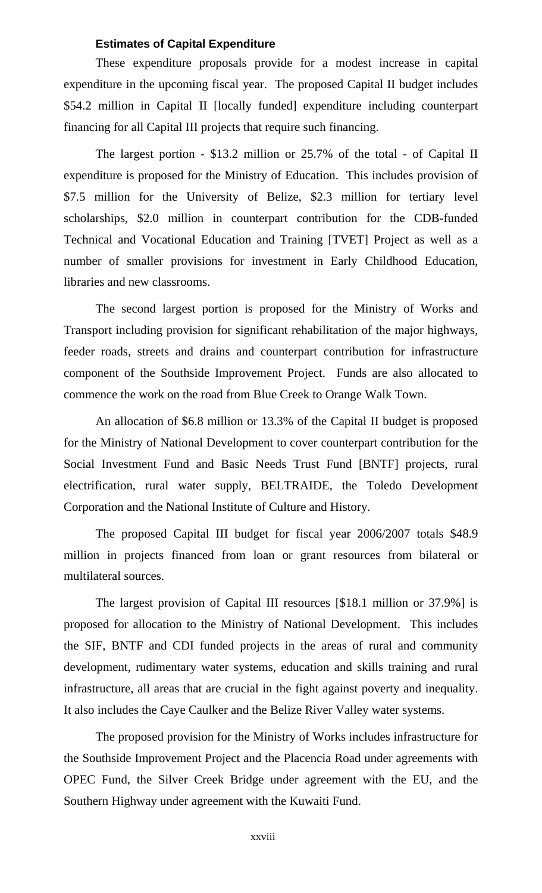### Estimates of Capital Expenditure

These expenditure proposals provide for a modest increase in capital expenditure in the upcoming fiscal year. The proposed Capital II budget includes $54.2 million in Capital II [locally funded] expenditure including counterpart financing for all Capital III projects that require such financing.

The largest portion - $13.2 million or 25.7% of the total - of Capital II expenditure is proposed for the Ministry of Education. This includes provision of $7.5 million for the University of Belize, $2.3 million for tertiary level scholarships, $2.0 million in counterpart contribution for the CDB-funded Technical and Vocational Education and Training [TVET] Project as well as a number of smaller provisions for investment in Early Childhood Education, libraries and new classrooms.

The second largest portion is proposed for the Ministry of Works and Transport including provision for significant rehabilitation of the major highways, feeder roads, streets and drains and counterpart contribution for infrastructure component of the Southside Improvement Project. Funds are also allocated to commence the work on the road from Blue Creek to Orange Walk Town.

An allocation of $6.8 million or 13.3% of the Capital II budget is proposed for the Ministry of National Development to cover counterpart contribution for the Social Investment Fund and Basic Needs Trust Fund [BNTF] projects, rural electrification, rural water supply, BELTRAIDE, the Toledo Development Corporation and the National Institute of Culture and History.

The proposed Capital III budget for fiscal year 2006/2007 totals $48.9 million in projects financed from loan or grant resources from bilateral or multilateral sources.

The largest provision of Capital III resources [$18.1 million or 37.9%] is proposed for allocation to the Ministry of National Development. This includes the SIF, BNTF and CDI funded projects in the areas of rural and community development, rudimentary water systems, education and skills training and rural infrastructure, all areas that are crucial in the fight against poverty and inequality. It also includes the Caye Caulker and the Belize River Valley water systems.

The proposed provision for the Ministry of Works includes infrastructure for the Southside Improvement Project and the Placencia Road under agreements with OPEC Fund, the Silver Creek Bridge under agreement with the EU, and the Southern Highway under agreement with the Kuwaiti Fund.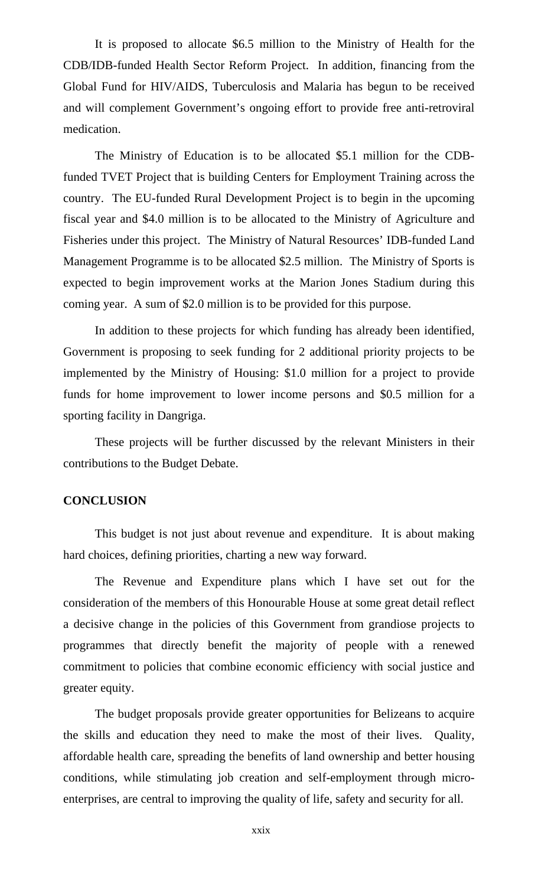It is proposed to allocate \$6.5 million to the Ministry of Health for the CDB/IDB-funded Health Sector Reform Project. In addition, financing from the Global Fund for HIV/AIDS, Tuberculosis and Malaria has begun to be received and will complement Government's ongoing effort to provide free anti-retroviral medication.

The Ministry of Education is to be allocated \$5.1 million for the CDB-funded TVET Project that is building Centers for Employment Training across the country. The EU-funded Rural Development Project is to begin in the upcoming fiscal year and \$4.0 million is to be allocated to the Ministry of Agriculture and Fisheries under this project. The Ministry of Natural Resources' IDB-funded Land Management Programme is to be allocated \$2.5 million. The Ministry of Sports is expected to begin improvement works at the Marion Jones Stadium during this coming year. A sum of \$2.0 million is to be provided for this purpose.

In addition to these projects for which funding has already been identified, Government is proposing to seek funding for 2 additional priority projects to be implemented by the Ministry of Housing: \$1.0 million for a project to provide funds for home improvement to lower income persons and \$0.5 million for a sporting facility in Dangriga.

These projects will be further discussed by the relevant Ministers in their contributions to the Budget Debate.

**CONCLUSION**

This budget is not just about revenue and expenditure. It is about making hard choices, defining priorities, charting a new way forward.

The Revenue and Expenditure plans which I have set out for the consideration of the members of this Honourable House at some great detail reflect a decisive change in the policies of this Government from grandiose projects to programmes that directly benefit the majority of people with a renewed commitment to policies that combine economic efficiency with social justice and greater equity.

The budget proposals provide greater opportunities for Belizeans to acquire the skills and education they need to make the most of their lives. Quality, affordable health care, spreading the benefits of land ownership and better housing conditions, while stimulating job creation and self-employment through micro-enterprises, are central to improving the quality of life, safety and security for all.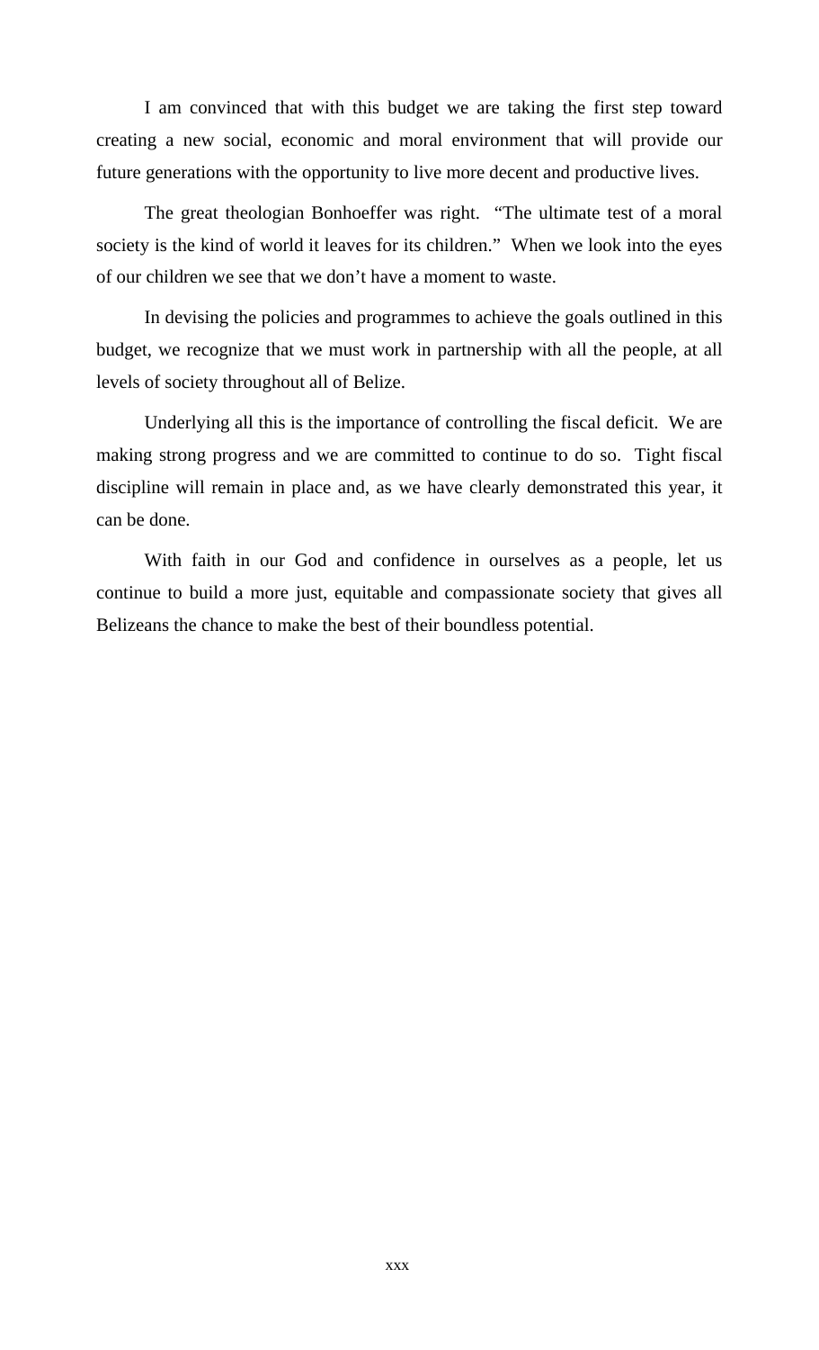I am convinced that with this budget we are taking the first step toward creating a new social, economic and moral environment that will provide our future generations with the opportunity to live more decent and productive lives.

The great theologian Bonhoeffer was right. "The ultimate test of a moral society is the kind of world it leaves for its children." When we look into the eyes of our children we see that we don't have a moment to waste.

In devising the policies and programmes to achieve the goals outlined in this budget, we recognize that we must work in partnership with all the people, at all levels of society throughout all of Belize.

Underlying all this is the importance of controlling the fiscal deficit. We are making strong progress and we are committed to continue to do so. Tight fiscal discipline will remain in place and, as we have clearly demonstrated this year, it can be done.

With faith in our God and confidence in ourselves as a people, let us continue to build a more just, equitable and compassionate society that gives all Belizeans the chance to make the best of their boundless potential.